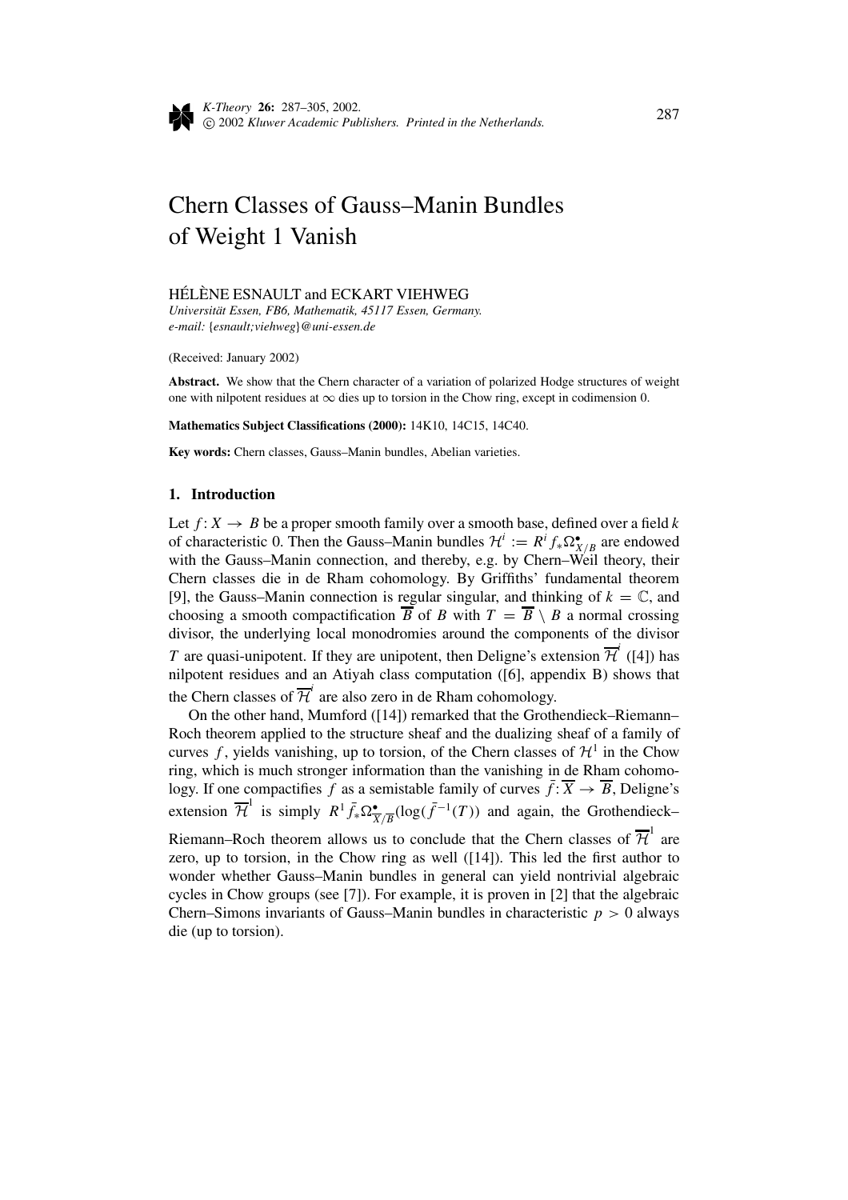# Chern Classes of Gauss–Manin Bundles of Weight 1 Vanish

HÉLÈNE ESNAULT and ECKART VIEHWEG

*Universität Essen, FB6, Mathematik, 45117 Essen, Germany.*
*e-mail: {esnault;viehweg}@uni-essen.de*

(Received: January 2002)

**Abstract.** We show that the Chern character of a variation of polarized Hodge structures of weight one with nilpotent residues at $\infty$ dies up to torsion in the Chow ring, except in codimension 0.

**Mathematics Subject Classifications (2000):** 14K10, 14C15, 14C40.

**Key words:** Chern classes, Gauss–Manin bundles, Abelian varieties.

## 1. Introduction

Let $f: X \to B$ be a proper smooth family over a smooth base, defined over a field $k$ of characteristic 0. Then the Gauss–Manin bundles $\mathcal{H}^i := R^i f_* \Omega^\bullet_{X/B}$ are endowed with the Gauss–Manin connection, and thereby, e.g. by Chern–Weil theory, their Chern classes die in de Rham cohomology. By Griffiths' fundamental theorem [9], the Gauss–Manin connection is regular singular, and thinking of $k = \mathbb{C}$, and choosing a smooth compactification $\overline{B}$ of $B$ with $T = \overline{B} \setminus B$ a normal crossing divisor, the underlying local monodromies around the components of the divisor $T$ are quasi-unipotent. If they are unipotent, then Deligne's extension $\overline{\mathcal{H}}^i$ ([4]) has nilpotent residues and an Atiyah class computation ([6], appendix B) shows that the Chern classes of $\overline{\mathcal{H}}^i$ are also zero in de Rham cohomology.

On the other hand, Mumford ([14]) remarked that the Grothendieck–Riemann–Roch theorem applied to the structure sheaf and the dualizing sheaf of a family of curves $f$, yields vanishing, up to torsion, of the Chern classes of $\mathcal{H}^1$ in the Chow ring, which is much stronger information than the vanishing in de Rham cohomology. If one compactifies $f$ as a semistable family of curves $\bar{f}: \overline{X} \to \overline{B}$, Deligne's extension $\overline{\mathcal{H}}^1$ is simply $R^1 \bar{f}_* \Omega^\bullet_{\overline{X}/\overline{B}}(\log(\bar{f}^{-1}(T))$ and again, the Grothendieck–Riemann–Roch theorem allows us to conclude that the Chern classes of $\overline{\mathcal{H}}^1$ are zero, up to torsion, in the Chow ring as well ([14]). This led the first author to wonder whether Gauss–Manin bundles in general can yield nontrivial algebraic cycles in Chow groups (see [7]). For example, it is proven in [2] that the algebraic Chern–Simons invariants of Gauss–Manin bundles in characteristic $p > 0$ always die (up to torsion).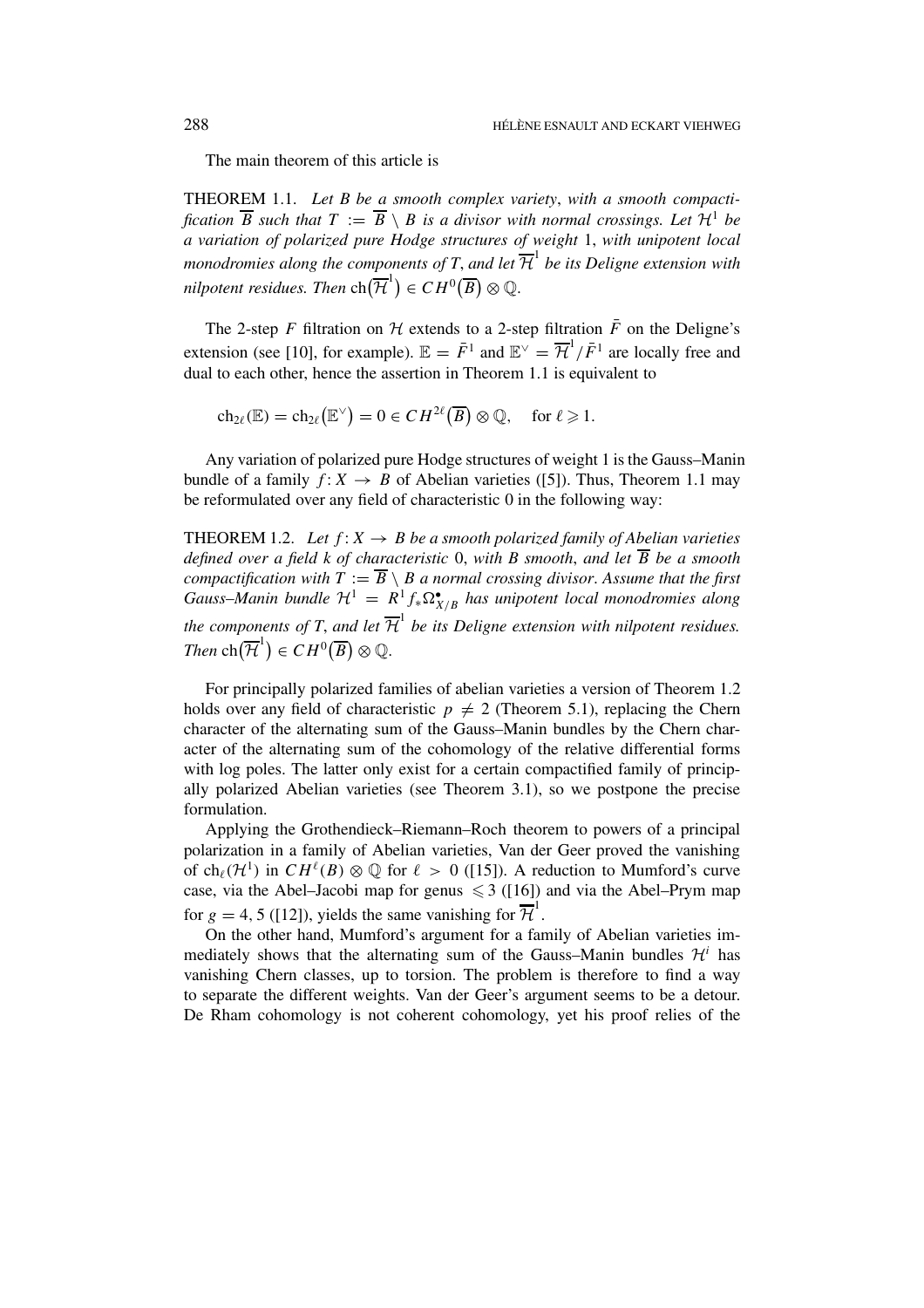The main theorem of this article is

THEOREM 1.1. *Let $B$ be a smooth complex variety, with a smooth compactification $\overline{B}$ such that $T := \overline{B} \setminus B$ is a divisor with normal crossings. Let $\mathcal{H}^1$ be a variation of polarized pure Hodge structures of weight* 1, *with unipotent local monodromies along the components of $T$, and let $\overline{\mathcal{H}}^1$ be its Deligne extension with nilpotent residues. Then $\mathrm{ch}(\overline{\mathcal{H}}^1) \in CH^0(\overline{B}) \otimes \mathbb{Q}$.*

The 2-step $F$ filtration on $\mathcal{H}$ extends to a 2-step filtration $\bar{F}$ on the Deligne's extension (see [10], for example). $\mathbb{E} = \bar{F}^1$ and $\mathbb{E}^\vee = \overline{\mathcal{H}}^1/\bar{F}^1$ are locally free and dual to each other, hence the assertion in Theorem 1.1 is equivalent to

$$\mathrm{ch}_{2\ell}(\mathbb{E}) = \mathrm{ch}_{2\ell}(\mathbb{E}^\vee) = 0 \in CH^{2\ell}(\overline{B}) \otimes \mathbb{Q}, \quad \text{for } \ell \geqslant 1.$$

Any variation of polarized pure Hodge structures of weight 1 is the Gauss–Manin bundle of a family $f: X \to B$ of Abelian varieties ([5]). Thus, Theorem 1.1 may be reformulated over any field of characteristic 0 in the following way:

THEOREM 1.2. *Let $f: X \to B$ be a smooth polarized family of Abelian varieties defined over a field $k$ of characteristic* 0, *with $B$ smooth, and let $\overline{B}$ be a smooth compactification with $T := \overline{B} \setminus B$ a normal crossing divisor. Assume that the first Gauss–Manin bundle $\mathcal{H}^1 = R^1 f_* \Omega^\bullet_{X/B}$ has unipotent local monodromies along the components of $T$, and let $\overline{\mathcal{H}}^1$ be its Deligne extension with nilpotent residues. Then $\mathrm{ch}(\overline{\mathcal{H}}^1) \in CH^0(\overline{B}) \otimes \mathbb{Q}$.*

For principally polarized families of abelian varieties a version of Theorem 1.2 holds over any field of characteristic $p \neq 2$ (Theorem 5.1), replacing the Chern character of the alternating sum of the Gauss–Manin bundles by the Chern character of the alternating sum of the cohomology of the relative differential forms with log poles. The latter only exist for a certain compactified family of principally polarized Abelian varieties (see Theorem 3.1), so we postpone the precise formulation.

Applying the Grothendieck–Riemann–Roch theorem to powers of a principal polarization in a family of Abelian varieties, Van der Geer proved the vanishing of $\mathrm{ch}_\ell(\mathcal{H}^1)$ in $CH^\ell(B) \otimes \mathbb{Q}$ for $\ell > 0$ ([15]). A reduction to Mumford's curve case, via the Abel–Jacobi map for genus $\leqslant 3$ ([16]) and via the Abel–Prym map for $g = 4, 5$ ([12]), yields the same vanishing for $\overline{\mathcal{H}}^1$.

On the other hand, Mumford's argument for a family of Abelian varieties immediately shows that the alternating sum of the Gauss–Manin bundles $\mathcal{H}^i$ has vanishing Chern classes, up to torsion. The problem is therefore to find a way to separate the different weights. Van der Geer's argument seems to be a detour. De Rham cohomology is not coherent cohomology, yet his proof relies of the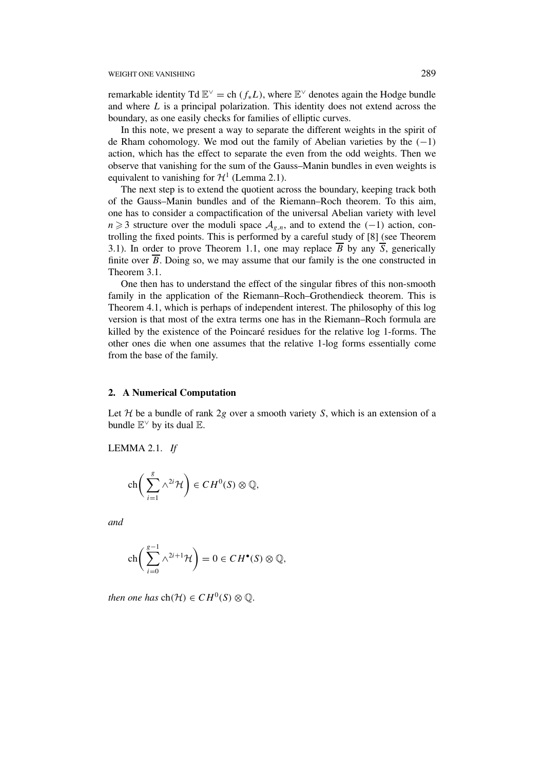remarkable identity Td $\mathbb{E}^\vee = \mathrm{ch}\,(f_*L)$, where $\mathbb{E}^\vee$ denotes again the Hodge bundle and where $L$ is a principal polarization. This identity does not extend across the boundary, as one easily checks for families of elliptic curves.

In this note, we present a way to separate the different weights in the spirit of de Rham cohomology. We mod out the family of Abelian varieties by the $(-1)$ action, which has the effect to separate the even from the odd weights. Then we observe that vanishing for the sum of the Gauss–Manin bundles in even weights is equivalent to vanishing for $\mathcal{H}^1$ (Lemma 2.1).

The next step is to extend the quotient across the boundary, keeping track both of the Gauss–Manin bundles and of the Riemann–Roch theorem. To this aim, one has to consider a compactification of the universal Abelian variety with level $n \geqslant 3$ structure over the moduli space $\mathcal{A}_{g,n}$, and to extend the $(-1)$ action, controlling the fixed points. This is performed by a careful study of [8] (see Theorem 3.1). In order to prove Theorem 1.1, one may replace $\overline{B}$ by any $\overline{S}$, generically finite over $\overline{B}$. Doing so, we may assume that our family is the one constructed in Theorem 3.1.

One then has to understand the effect of the singular fibres of this non-smooth family in the application of the Riemann–Roch–Grothendieck theorem. This is Theorem 4.1, which is perhaps of independent interest. The philosophy of this log version is that most of the extra terms one has in the Riemann–Roch formula are killed by the existence of the Poincaré residues for the relative log 1-forms. The other ones die when one assumes that the relative 1-log forms essentially come from the base of the family.

## 2. A Numerical Computation

Let $\mathcal{H}$ be a bundle of rank $2g$ over a smooth variety $S$, which is an extension of a bundle $\mathbb{E}^\vee$ by its dual $\mathbb{E}$.

LEMMA 2.1. *If*

$$\mathrm{ch}\left(\sum_{i=1}^{g} \wedge^{2i}\mathcal{H}\right) \in CH^0(S) \otimes \mathbb{Q},$$

*and*

$$\mathrm{ch}\left(\sum_{i=0}^{g-1} \wedge^{2i+1}\mathcal{H}\right) = 0 \in CH^\bullet(S) \otimes \mathbb{Q},$$

*then one has* $\mathrm{ch}(\mathcal{H}) \in CH^0(S) \otimes \mathbb{Q}$.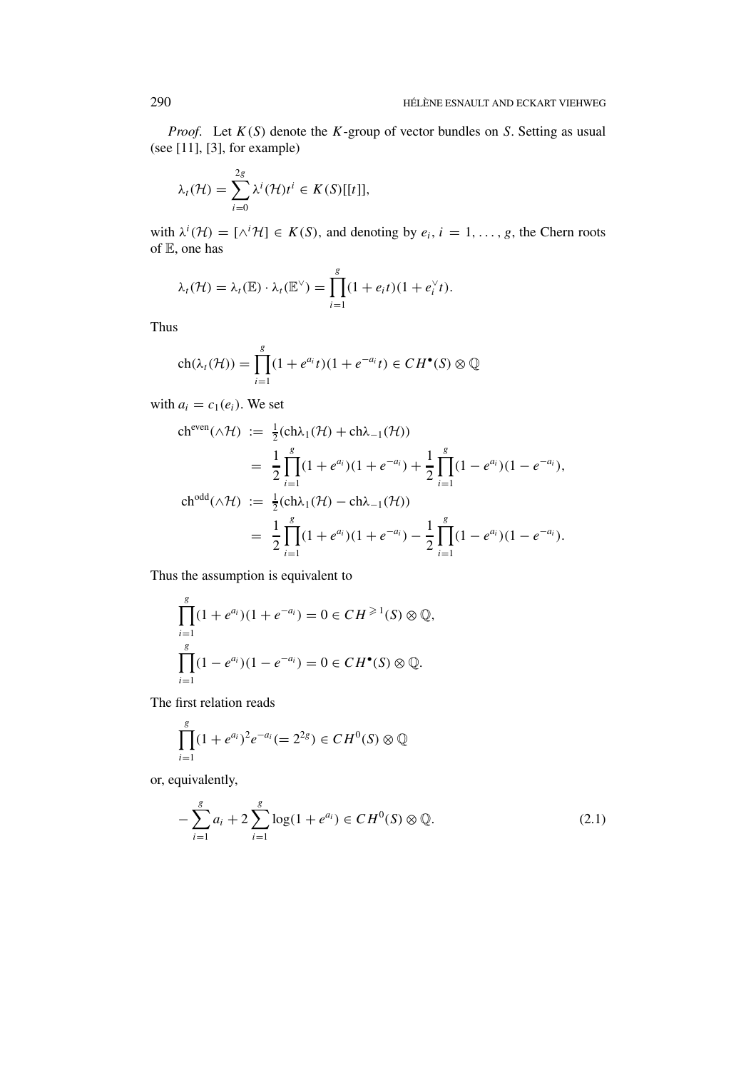*Proof.* Let $K(S)$ denote the $K$-group of vector bundles on $S$. Setting as usual (see [11], [3], for example)

$$\lambda_t(\mathcal{H}) = \sum_{i=0}^{2g} \lambda^i(\mathcal{H}) t^i \in K(S)[[t]],$$

with $\lambda^i(\mathcal{H}) = [\wedge^i \mathcal{H}] \in K(S)$, and denoting by $e_i$, $i = 1, \ldots, g$, the Chern roots of $\mathbb{E}$, one has

$$\lambda_t(\mathcal{H}) = \lambda_t(\mathbb{E}) \cdot \lambda_t(\mathbb{E}^\vee) = \prod_{i=1}^{g} (1 + e_i t)(1 + e_i^\vee t).$$

Thus

$$\mathrm{ch}(\lambda_t(\mathcal{H})) = \prod_{i=1}^{g} (1 + e^{a_i} t)(1 + e^{-a_i} t) \in CH^\bullet(S) \otimes \mathbb{Q}$$

with $a_i = c_1(e_i)$. We set

$$\begin{aligned}
\mathrm{ch}^{\mathrm{even}}(\wedge \mathcal{H}) &:= \tfrac{1}{2}(\mathrm{ch}\lambda_1(\mathcal{H}) + \mathrm{ch}\lambda_{-1}(\mathcal{H})) \\
&= \frac{1}{2} \prod_{i=1}^{g} (1 + e^{a_i})(1 + e^{-a_i}) + \frac{1}{2} \prod_{i=1}^{g} (1 - e^{a_i})(1 - e^{-a_i}), \\
\mathrm{ch}^{\mathrm{odd}}(\wedge \mathcal{H}) &:= \tfrac{1}{2}(\mathrm{ch}\lambda_1(\mathcal{H}) - \mathrm{ch}\lambda_{-1}(\mathcal{H})) \\
&= \frac{1}{2} \prod_{i=1}^{g} (1 + e^{a_i})(1 + e^{-a_i}) - \frac{1}{2} \prod_{i=1}^{g} (1 - e^{a_i})(1 - e^{-a_i}).
\end{aligned}$$

Thus the assumption is equivalent to

$$\prod_{i=1}^{g} (1 + e^{a_i})(1 + e^{-a_i}) = 0 \in CH^{\geqslant 1}(S) \otimes \mathbb{Q},$$

$$\prod_{i=1}^{g} (1 - e^{a_i})(1 - e^{-a_i}) = 0 \in CH^\bullet(S) \otimes \mathbb{Q}.$$

The first relation reads

$$\prod_{i=1}^{g} (1 + e^{a_i})^2 e^{-a_i} (= 2^{2g}) \in CH^0(S) \otimes \mathbb{Q}$$

or, equivalently,

$$-\sum_{i=1}^{g} a_i + 2 \sum_{i=1}^{g} \log(1 + e^{a_i}) \in CH^0(S) \otimes \mathbb{Q}. \tag{2.1}$$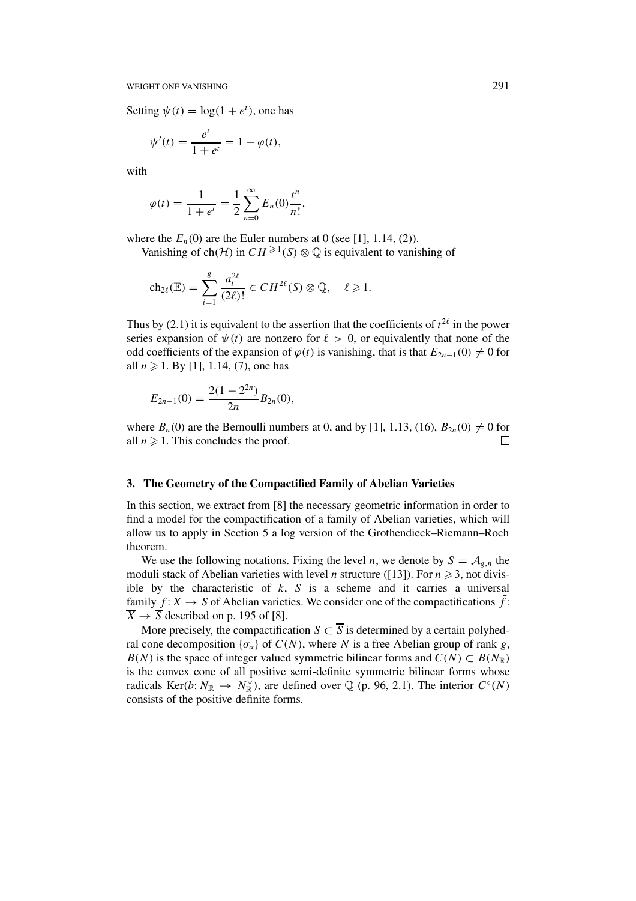Setting $\psi(t) = \log(1 + e^t)$, one has

$$\psi'(t) = \frac{e^t}{1 + e^t} = 1 - \varphi(t),$$

with

$$\varphi(t) = \frac{1}{1 + e^t} = \frac{1}{2} \sum_{n=0}^{\infty} E_n(0) \frac{t^n}{n!},$$

where the $E_n(0)$ are the Euler numbers at 0 (see [1], 1.14, (2)).

Vanishing of $\mathrm{ch}(\mathcal{H})$ in $CH^{\geqslant 1}(S) \otimes \mathbb{Q}$ is equivalent to vanishing of

$$\mathrm{ch}_{2\ell}(\mathbb{E}) = \sum_{i=1}^{g} \frac{a_i^{2\ell}}{(2\ell)!} \in CH^{2\ell}(S) \otimes \mathbb{Q}, \quad \ell \geqslant 1.$$

Thus by (2.1) it is equivalent to the assertion that the coefficients of $t^{2\ell}$ in the power series expansion of $\psi(t)$ are nonzero for $\ell > 0$, or equivalently that none of the odd coefficients of the expansion of $\varphi(t)$ is vanishing, that is that $E_{2n-1}(0) \neq 0$ for all $n \geqslant 1$. By [1], 1.14, (7), one has

$$E_{2n-1}(0) = \frac{2(1 - 2^{2n})}{2n} B_{2n}(0),$$

where $B_n(0)$ are the Bernoulli numbers at 0, and by [1], 1.13, (16), $B_{2n}(0) \neq 0$ for all $n \geqslant 1$. This concludes the proof. □

## 3. The Geometry of the Compactified Family of Abelian Varieties

In this section, we extract from [8] the necessary geometric information in order to find a model for the compactification of a family of Abelian varieties, which will allow us to apply in Section 5 a log version of the Grothendieck–Riemann–Roch theorem.

We use the following notations. Fixing the level $n$, we denote by $S = \mathcal{A}_{g,n}$ the moduli stack of Abelian varieties with level $n$ structure ([13]). For $n \geqslant 3$, not divisible by the characteristic of $k$, $S$ is a scheme and it carries a universal family $f: X \to S$ of Abelian varieties. We consider one of the compactifications $\bar{f}: \overline{X} \to \overline{S}$ described on p. 195 of [8].

More precisely, the compactification $S \subset \overline{S}$ is determined by a certain polyhedral cone decomposition $\{\sigma_\alpha\}$ of $C(N)$, where $N$ is a free Abelian group of rank $g$, $B(N)$ is the space of integer valued symmetric bilinear forms and $C(N) \subset B(N_{\mathbb{R}})$ is the convex cone of all positive semi-definite symmetric bilinear forms whose radicals $\mathrm{Ker}(b: N_{\mathbb{R}} \to N_{\mathbb{R}}^{\vee})$, are defined over $\mathbb{Q}$ (p. 96, 2.1). The interior $C^{\circ}(N)$ consists of the positive definite forms.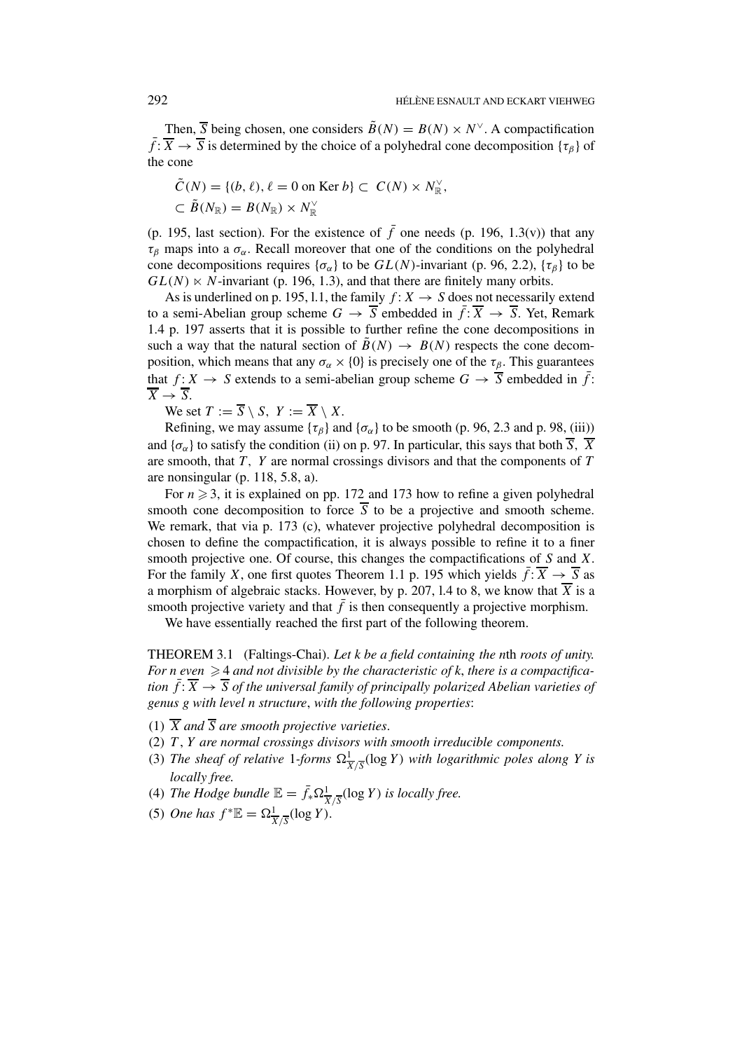Then, $\overline{S}$ being chosen, one considers $\tilde{B}(N) = B(N) \times N^{\vee}$. A compactification $\bar{f}: \overline{X} \to \overline{S}$ is determined by the choice of a polyhedral cone decomposition $\{\tau_\beta\}$ of the cone

$$
\begin{aligned}
&\tilde{C}(N) = \{(b, \ell), \ell = 0 \text{ on } \operatorname{Ker} b\} \subset C(N) \times N^{\vee}_{\mathbb{R}}, \\
&\subset \tilde{B}(N_{\mathbb{R}}) = B(N_{\mathbb{R}}) \times N^{\vee}_{\mathbb{R}}
\end{aligned}
$$

(p. 195, last section). For the existence of $\bar{f}$ one needs (p. 196, 1.3(v)) that any $\tau_\beta$ maps into a $\sigma_\alpha$. Recall moreover that one of the conditions on the polyhedral cone decompositions requires $\{\sigma_\alpha\}$ to be $GL(N)$-invariant (p. 96, 2.2), $\{\tau_\beta\}$ to be $GL(N) \ltimes N$-invariant (p. 196, 1.3), and that there are finitely many orbits.

As is underlined on p. 195, l.1, the family $f: X \to S$ does not necessarily extend to a semi-Abelian group scheme $G \to \overline{S}$ embedded in $\bar{f}: \overline{X} \to \overline{S}$. Yet, Remark 1.4 p. 197 asserts that it is possible to further refine the cone decompositions in such a way that the natural section of $\tilde{B}(N) \to B(N)$ respects the cone decomposition, which means that any $\sigma_\alpha \times \{0\}$ is precisely one of the $\tau_\beta$. This guarantees that $f: X \to S$ extends to a semi-abelian group scheme $G \to \overline{S}$ embedded in $\bar{f}: \overline{X} \to \overline{S}$.

We set $T := \overline{S} \setminus S,\ Y := \overline{X} \setminus X$.

Refining, we may assume $\{\tau_\beta\}$ and $\{\sigma_\alpha\}$ to be smooth (p. 96, 2.3 and p. 98, (iii)) and $\{\sigma_\alpha\}$ to satisfy the condition (ii) on p. 97. In particular, this says that both $\overline{S},\ \overline{X}$ are smooth, that $T,\ Y$ are normal crossings divisors and that the components of $T$ are nonsingular (p. 118, 5.8, a).

For $n \geqslant 3$, it is explained on pp. 172 and 173 how to refine a given polyhedral smooth cone decomposition to force $\overline{S}$ to be a projective and smooth scheme. We remark, that via p. 173 (c), whatever projective polyhedral decomposition is chosen to define the compactification, it is always possible to refine it to a finer smooth projective one. Of course, this changes the compactifications of $S$ and $X$. For the family $X$, one first quotes Theorem 1.1 p. 195 which yields $\bar{f}: \overline{X} \to \overline{S}$ as a morphism of algebraic stacks. However, by p. 207, l.4 to 8, we know that $\overline{X}$ is a smooth projective variety and that $\bar{f}$ is then consequently a projective morphism.

We have essentially reached the first part of the following theorem.

THEOREM 3.1 (Faltings-Chai). *Let $k$ be a field containing the $n$th roots of unity. For $n$ even $\geqslant 4$ and not divisible by the characteristic of $k$, there is a compactification $\bar{f}: \overline{X} \to \overline{S}$ of the universal family of principally polarized Abelian varieties of genus $g$ with level $n$ structure, with the following properties:*

1. *$\overline{X}$ and $\overline{S}$ are smooth projective varieties.*
2. *$T$, $Y$ are normal crossings divisors with smooth irreducible components.*
3. *The sheaf of relative 1-forms $\Omega^1_{\overline{X}/\overline{S}}(\log Y)$ with logarithmic poles along $Y$ is locally free.*
4. *The Hodge bundle $\mathbb{E} = \bar{f}_* \Omega^1_{\overline{X}/\overline{S}}(\log Y)$ is locally free.*
5. *One has $f^* \mathbb{E} = \Omega^1_{\overline{X}/\overline{S}}(\log Y)$.*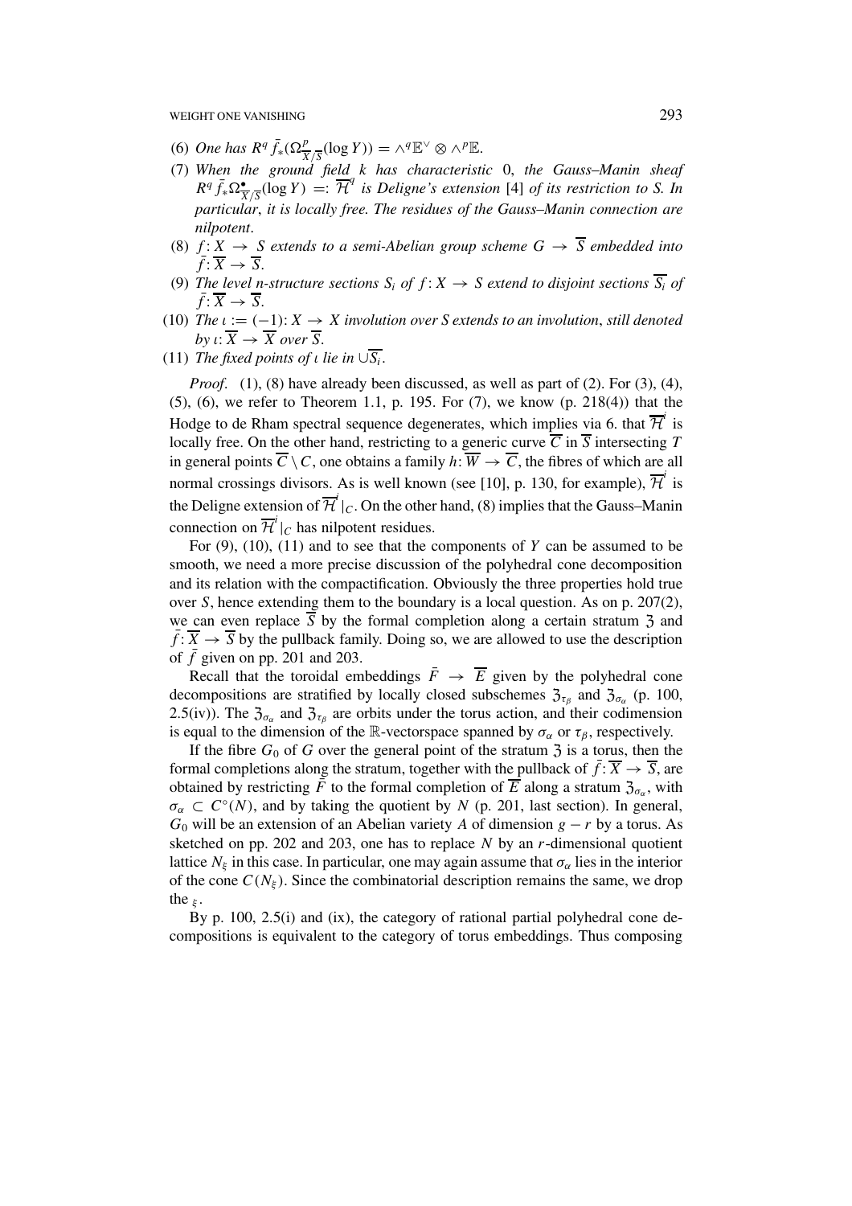(6) *One has* $R^q \bar{f}_*(\Omega^p_{\overline{X}/\overline{S}}(\log Y)) = \wedge^q \mathbb{E}^\vee \otimes \wedge^p \mathbb{E}$.

(7) *When the ground field* $k$ *has characteristic* 0, *the Gauss–Manin sheaf* $R^q \bar{f}_* \Omega^\bullet_{\overline{X}/\overline{S}}(\log Y) =: \overline{\mathcal{H}}^q$ *is Deligne's extension* [4] *of its restriction to S. In particular, it is locally free. The residues of the Gauss–Manin connection are nilpotent*.

(8) $f: X \to S$ *extends to a semi-Abelian group scheme* $G \to \overline{S}$ *embedded into* $\bar{f}: \overline{X} \to \overline{S}$.

(9) *The level n-structure sections* $S_i$ *of* $f: X \to S$ *extend to disjoint sections* $\overline{S_i}$ *of* $\bar{f}: \overline{X} \to \overline{S}$.

(10) *The* $\iota := (-1): X \to X$ *involution over S extends to an involution*, *still denoted by* $\iota: \overline{X} \to \overline{X}$ *over* $\overline{S}$.

(11) *The fixed points of* $\iota$ *lie in* $\cup \overline{S_i}$.

*Proof*. (1), (8) have already been discussed, as well as part of (2). For (3), (4), (5), (6), we refer to Theorem 1.1, p. 195. For (7), we know (p. 218(4)) that the Hodge to de Rham spectral sequence degenerates, which implies via 6. that $\overline{\mathcal{H}}^i$ is locally free. On the other hand, restricting to a generic curve $\overline{C}$ in $\overline{S}$ intersecting $T$ in general points $\overline{C} \setminus C$, one obtains a family $h: \overline{W} \to \overline{C}$, the fibres of which are all normal crossings divisors. As is well known (see [10], p. 130, for example), $\overline{\mathcal{H}}^i$ is the Deligne extension of $\overline{\mathcal{H}}^i|_C$. On the other hand, (8) implies that the Gauss–Manin connection on $\overline{\mathcal{H}}^i|_C$ has nilpotent residues.

For (9), (10), (11) and to see that the components of $Y$ can be assumed to be smooth, we need a more precise discussion of the polyhedral cone decomposition and its relation with the compactification. Obviously the three properties hold true over $S$, hence extending them to the boundary is a local question. As on p. 207(2), we can even replace $\overline{S}$ by the formal completion along a certain stratum $\mathfrak{Z}$ and $\bar{f}: \overline{X} \to \overline{S}$ by the pullback family. Doing so, we are allowed to use the description of $\bar{f}$ given on pp. 201 and 203.

Recall that the toroidal embeddings $\bar{F} \to \overline{E}$ given by the polyhedral cone decompositions are stratified by locally closed subschemes $\mathfrak{Z}_{\tau_\beta}$ and $\mathfrak{Z}_{\sigma_\alpha}$ (p. 100, 2.5(iv)). The $\mathfrak{Z}_{\sigma_\alpha}$ and $\mathfrak{Z}_{\tau_\beta}$ are orbits under the torus action, and their codimension is equal to the dimension of the $\mathbb{R}$-vectorspace spanned by $\sigma_\alpha$ or $\tau_\beta$, respectively.

If the fibre $G_0$ of $G$ over the general point of the stratum $\mathfrak{Z}$ is a torus, then the formal completions along the stratum, together with the pullback of $\bar{f}: \overline{X} \to \overline{S}$, are obtained by restricting $\bar{F}$ to the formal completion of $\overline{E}$ along a stratum $\mathfrak{Z}_{\sigma_\alpha}$, with $\sigma_\alpha \subset C^\circ(N)$, and by taking the quotient by $N$ (p. 201, last section). In general, $G_0$ will be an extension of an Abelian variety $A$ of dimension $g - r$ by a torus. As sketched on pp. 202 and 203, one has to replace $N$ by an $r$-dimensional quotient lattice $N_\xi$ in this case. In particular, one may again assume that $\sigma_\alpha$ lies in the interior of the cone $C(N_\xi)$. Since the combinatorial description remains the same, we drop the $_\xi$.

By p. 100, 2.5(i) and (ix), the category of rational partial polyhedral cone decompositions is equivalent to the category of torus embeddings. Thus composing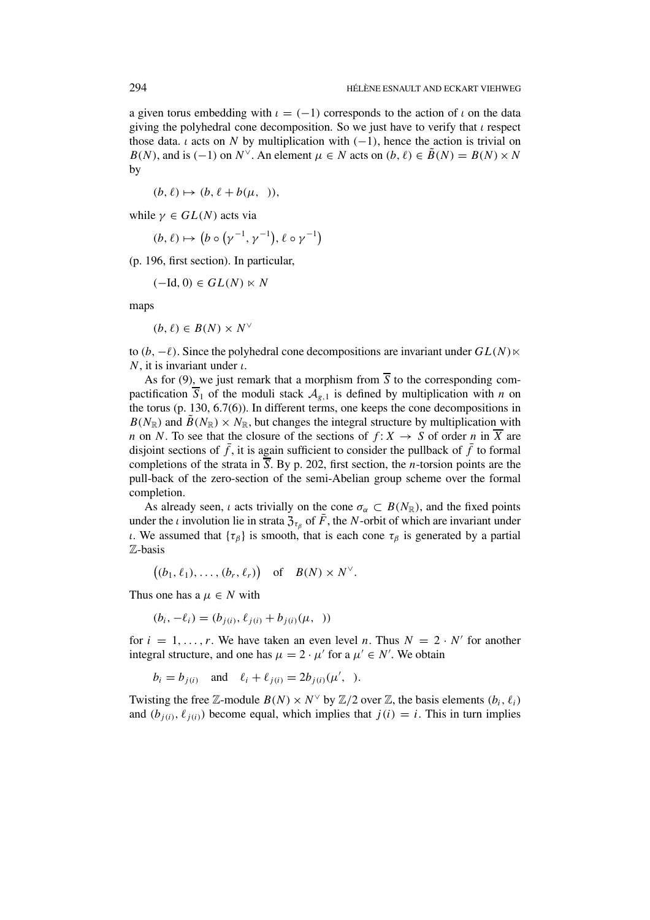a given torus embedding with $\iota = (-1)$ corresponds to the action of $\iota$ on the data giving the polyhedral cone decomposition. So we just have to verify that $\iota$ respect those data. $\iota$ acts on $N$ by multiplication with $(-1)$, hence the action is trivial on $B(N)$, and is $(-1)$ on $N^\vee$. An element $\mu \in N$ acts on $(b, \ell) \in \tilde{B}(N) = B(N) \times N$ by

$$(b, \ell) \mapsto (b, \ell + b(\mu, \ \ )),$$

while $\gamma \in GL(N)$ acts via

$$(b, \ell) \mapsto \left(b \circ \left(\gamma^{-1}, \gamma^{-1}\right), \ell \circ \gamma^{-1}\right)$$

(p. 196, first section). In particular,

$$(-\mathrm{Id}, 0) \in GL(N) \ltimes N$$

maps

$$(b, \ell) \in B(N) \times N^\vee$$

to $(b, -\ell)$. Since the polyhedral cone decompositions are invariant under $GL(N) \ltimes N$, it is invariant under $\iota$.

As for (9), we just remark that a morphism from $\overline{S}$ to the corresponding compactification $\overline{S}_1$ of the moduli stack $\mathcal{A}_{g,1}$ is defined by multiplication with $n$ on the torus (p. 130, 6.7(6)). In different terms, one keeps the cone decompositions in $B(N_{\mathbb{R}})$ and $\tilde{B}(N_{\mathbb{R}}) \times N_{\mathbb{R}}$, but changes the integral structure by multiplication with $n$ on $N$. To see that the closure of the sections of $f: X \to S$ of order $n$ in $\overline{X}$ are disjoint sections of $\bar{f}$, it is again sufficient to consider the pullback of $\bar{f}$ to formal completions of the strata in $\overline{S}$. By p. 202, first section, the $n$-torsion points are the pull-back of the zero-section of the semi-Abelian group scheme over the formal completion.

As already seen, $\iota$ acts trivially on the cone $\sigma_\alpha \subset B(N_{\mathbb{R}})$, and the fixed points under the $\iota$ involution lie in strata $\mathfrak{Z}_{\tau_\beta}$ of $\bar{F}$, the $N$-orbit of which are invariant under $\iota$. We assumed that $\{\tau_\beta\}$ is smooth, that is each cone $\tau_\beta$ is generated by a partial $\mathbb{Z}$-basis

$$\left((b_1, \ell_1), \ldots, (b_r, \ell_r)\right) \quad \text{of} \quad B(N) \times N^\vee.$$

Thus one has a $\mu \in N$ with

$$(b_i, -\ell_i) = (b_{j(i)}, \ell_{j(i)} + b_{j(i)}(\mu, \ \ ))$$

for $i = 1, \ldots, r$. We have taken an even level $n$. Thus $N = 2 \cdot N'$ for another integral structure, and one has $\mu = 2 \cdot \mu'$ for a $\mu' \in N'$. We obtain

$$b_i = b_{j(i)} \quad \text{and} \quad \ell_i + \ell_{j(i)} = 2b_{j(i)}(\mu', \ \ ).$$

Twisting the free $\mathbb{Z}$-module $B(N) \times N^\vee$ by $\mathbb{Z}/2$ over $\mathbb{Z}$, the basis elements $(b_i, \ell_i)$ and $(b_{j(i)}, \ell_{j(i)})$ become equal, which implies that $j(i) = i$. This in turn implies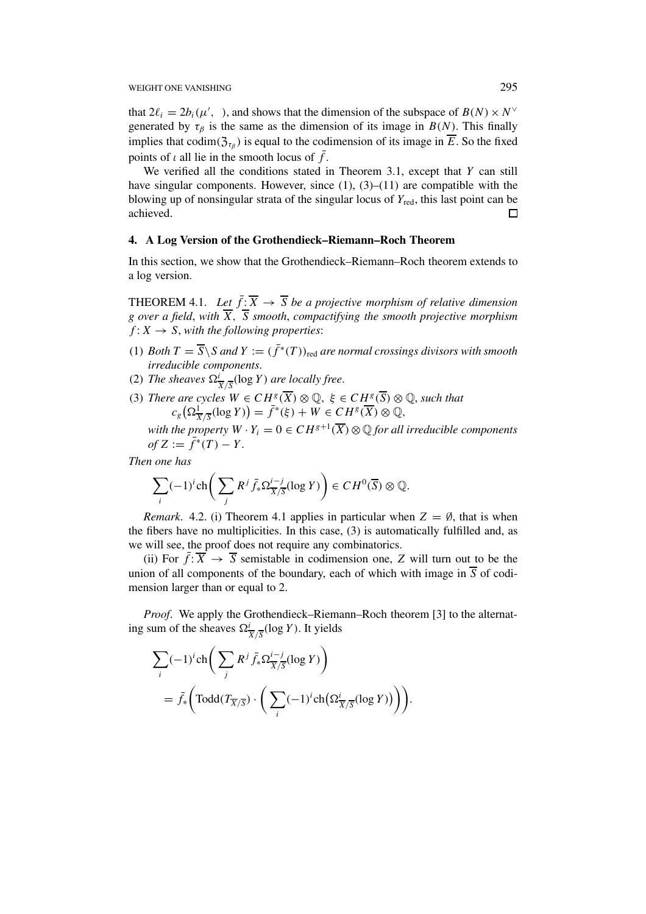that $2\ell_i = 2b_i(\mu', \ )$, and shows that the dimension of the subspace of $B(N) \times N^\vee$ generated by $\tau_\beta$ is the same as the dimension of its image in $B(N)$. This finally implies that $\operatorname{codim}(\mathfrak{Z}_{\tau_\beta})$ is equal to the codimension of its image in $\overline{E}$. So the fixed points of $\iota$ all lie in the smooth locus of $\bar{f}$.

We verified all the conditions stated in Theorem 3.1, except that $Y$ can still have singular components. However, since (1), (3)–(11) are compatible with the blowing up of nonsingular strata of the singular locus of $Y_{\text{red}}$, this last point can be achieved. □

## 4. A Log Version of the Grothendieck–Riemann–Roch Theorem

In this section, we show that the Grothendieck–Riemann–Roch theorem extends to a log version.

THEOREM 4.1. *Let $\bar{f}: \overline{X} \to \overline{S}$ be a projective morphism of relative dimension $g$ over a field, with $\overline{X}$, $\overline{S}$ smooth, compactifying the smooth projective morphism $f: X \to S$, with the following properties*:

(1) *Both $T = \overline{S} \backslash S$ and $Y := (\bar{f}^*(T))_{\text{red}}$ are normal crossings divisors with smooth irreducible components.*
(2) *The sheaves $\Omega^i_{\overline{X}/\overline{S}}(\log Y)$ are locally free.*
(3) *There are cycles $W \in CH^g(\overline{X}) \otimes \mathbb{Q}$, $\xi \in CH^g(\overline{S}) \otimes \mathbb{Q}$, such that*
$$c_g\big(\Omega^1_{\overline{X}/\overline{S}}(\log Y)\big) = \bar{f}^*(\xi) + W \in CH^g(\overline{X}) \otimes \mathbb{Q},$$
*with the property $W \cdot Y_i = 0 \in CH^{g+1}(\overline{X}) \otimes \mathbb{Q}$ for all irreducible components of $Z := \bar{f}^*(T) - Y$.*

*Then one has*
$$\sum_i (-1)^i \operatorname{ch}\bigg( \sum_j R^j \bar{f}_* \Omega^{i-j}_{\overline{X}/\overline{S}}(\log Y) \bigg) \in CH^0(\overline{S}) \otimes \mathbb{Q}.$$

*Remark*. 4.2. (i) Theorem 4.1 applies in particular when $Z = \emptyset$, that is when the fibers have no multiplicities. In this case, (3) is automatically fulfilled and, as we will see, the proof does not require any combinatorics.

(ii) For $\bar{f}: \overline{X} \to \overline{S}$ semistable in codimension one, $Z$ will turn out to be the union of all components of the boundary, each of which with image in $\overline{S}$ of codimension larger than or equal to 2.

*Proof*. We apply the Grothendieck–Riemann–Roch theorem [3] to the alternating sum of the sheaves $\Omega^i_{\overline{X}/\overline{S}}(\log Y)$. It yields

$$\begin{aligned}
&\sum_i (-1)^i \operatorname{ch}\bigg( \sum_j R^j \bar{f}_* \Omega^{i-j}_{\overline{X}/\overline{S}}(\log Y) \bigg) \\
&\quad = \bar{f}_*\bigg( \operatorname{Todd}(T_{\overline{X}/\overline{S}}) \cdot \bigg( \sum_i (-1)^i \operatorname{ch}\big(\Omega^i_{\overline{X}/\overline{S}}(\log Y)\big) \bigg) \bigg).
\end{aligned}$$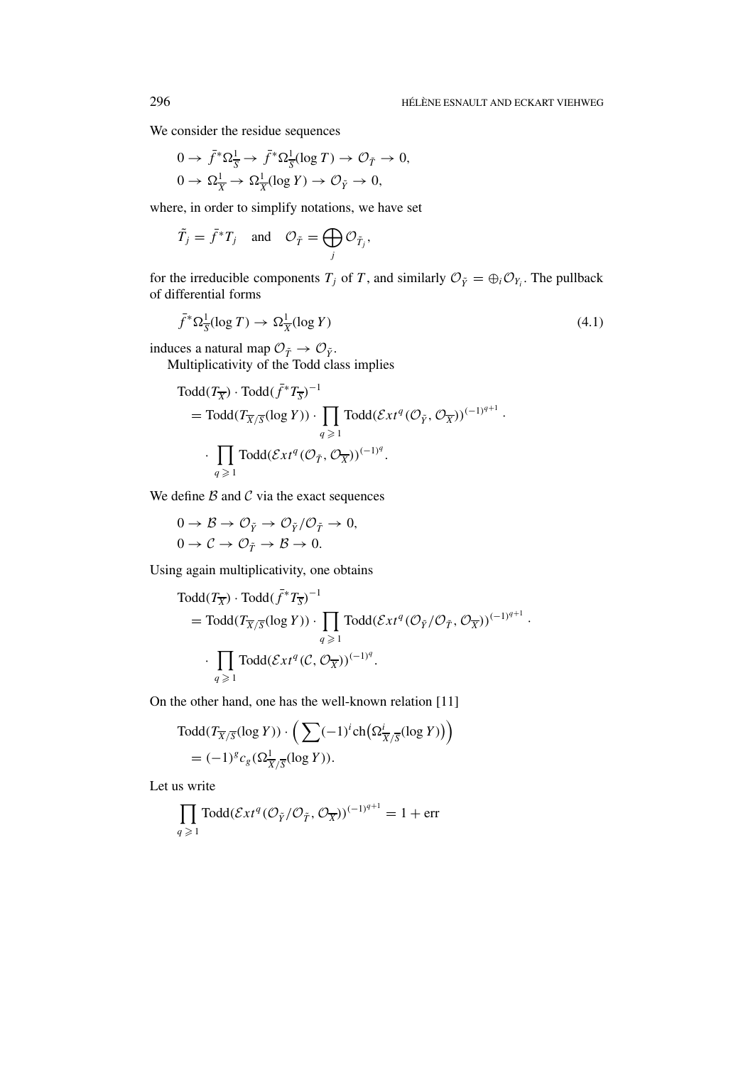We consider the residue sequences

$$0 \to \bar{f}^*\Omega^1_{\overline{S}} \to \bar{f}^*\Omega^1_{\overline{S}}(\log T) \to \mathcal{O}_{\tilde{T}} \to 0,$$
$$0 \to \Omega^1_{\overline{X}} \to \Omega^1_{\overline{X}}(\log Y) \to \mathcal{O}_{\tilde{Y}} \to 0,$$

where, in order to simplify notations, we have set

$$\tilde{T}_j = \bar{f}^* T_j \quad \text{and} \quad \mathcal{O}_{\tilde{T}} = \bigoplus_j \mathcal{O}_{\tilde{T}_j},$$

for the irreducible components $T_j$ of $T$, and similarly $\mathcal{O}_{\tilde{Y}} = \oplus_i \mathcal{O}_{Y_i}$. The pullback of differential forms

$$\bar{f}^*\Omega^1_{\overline{S}}(\log T) \to \Omega^1_{\overline{X}}(\log Y) \tag{4.1}$$

induces a natural map $\mathcal{O}_{\tilde{T}} \to \mathcal{O}_{\tilde{Y}}$.

Multiplicativity of the Todd class implies

$$\begin{aligned}
&\mathrm{Todd}(T_{\overline{X}}) \cdot \mathrm{Todd}(\bar{f}^* T_{\overline{S}})^{-1} \\
&\quad = \mathrm{Todd}(T_{\overline{X}/\overline{S}}(\log Y)) \cdot \prod_{q \geqslant 1} \mathrm{Todd}(\mathcal{E}xt^q(\mathcal{O}_{\tilde{Y}}, \mathcal{O}_{\overline{X}}))^{(-1)^{q+1}} \cdot \\
&\qquad \cdot \prod_{q \geqslant 1} \mathrm{Todd}(\mathcal{E}xt^q(\mathcal{O}_{\tilde{T}}, \mathcal{O}_{\overline{X}}))^{(-1)^q}.
\end{aligned}$$

We define $\mathcal{B}$ and $\mathcal{C}$ via the exact sequences

$$0 \to \mathcal{B} \to \mathcal{O}_{\tilde{Y}} \to \mathcal{O}_{\tilde{Y}}/\mathcal{O}_{\tilde{T}} \to 0,$$
$$0 \to \mathcal{C} \to \mathcal{O}_{\tilde{T}} \to \mathcal{B} \to 0.$$

Using again multiplicativity, one obtains

$$\begin{aligned}
&\mathrm{Todd}(T_{\overline{X}}) \cdot \mathrm{Todd}(\bar{f}^* T_{\overline{S}})^{-1} \\
&\quad = \mathrm{Todd}(T_{\overline{X}/\overline{S}}(\log Y)) \cdot \prod_{q \geqslant 1} \mathrm{Todd}(\mathcal{E}xt^q(\mathcal{O}_{\tilde{Y}}/\mathcal{O}_{\tilde{T}}, \mathcal{O}_{\overline{X}}))^{(-1)^{q+1}} \cdot \\
&\qquad \cdot \prod_{q \geqslant 1} \mathrm{Todd}(\mathcal{E}xt^q(\mathcal{C}, \mathcal{O}_{\overline{X}}))^{(-1)^q}.
\end{aligned}$$

On the other hand, one has the well-known relation [11]

$$\begin{aligned}
&\mathrm{Todd}(T_{\overline{X}/\overline{S}}(\log Y)) \cdot \Big( \sum (-1)^i \mathrm{ch}\big(\Omega^i_{\overline{X}/\overline{S}}(\log Y)\big)\Big) \\
&\quad = (-1)^g c_g(\Omega^1_{\overline{X}/\overline{S}}(\log Y)).
\end{aligned}$$

Let us write

$$\prod_{q \geqslant 1} \mathrm{Todd}(\mathcal{E}xt^q(\mathcal{O}_{\tilde{Y}}/\mathcal{O}_{\tilde{T}}, \mathcal{O}_{\overline{X}}))^{(-1)^{q+1}} = 1 + \mathrm{err}$$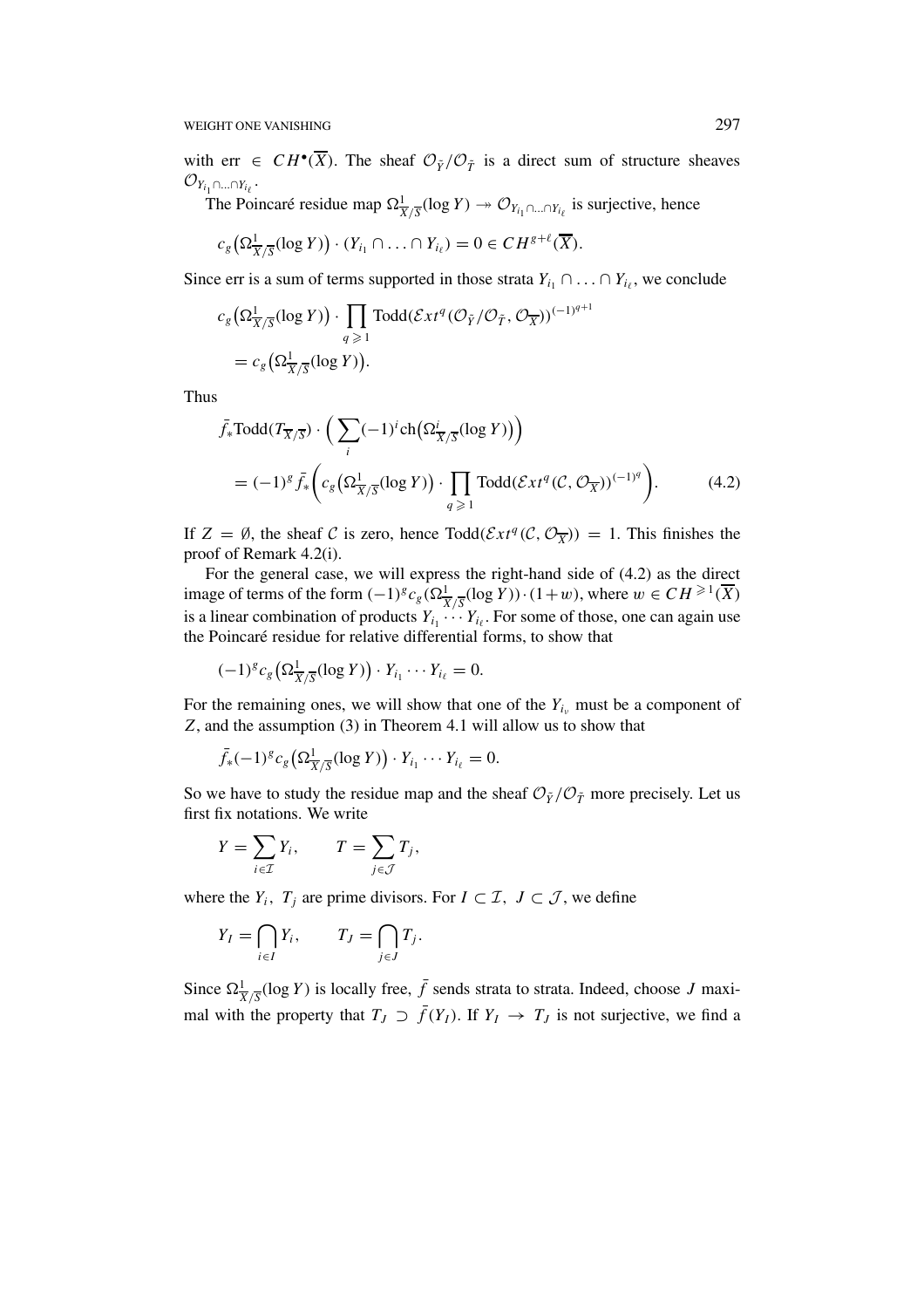with err $\in CH^\bullet(\overline{X})$. The sheaf $\mathcal{O}_{\tilde{Y}}/\mathcal{O}_{\tilde{T}}$ is a direct sum of structure sheaves $\mathcal{O}_{Y_{i_1}\cap\ldots\cap Y_{i_\ell}}$.

The Poincaré residue map $\Omega^1_{\overline{X}/\overline{S}}(\log Y) \twoheadrightarrow \mathcal{O}_{Y_{i_1}\cap\ldots\cap Y_{i_\ell}}$ is surjective, hence

$$c_g\big(\Omega^1_{\overline{X}/\overline{S}}(\log Y)\big)\cdot (Y_{i_1}\cap\ldots\cap Y_{i_\ell}) = 0 \in CH^{g+\ell}(\overline{X}).$$

Since err is a sum of terms supported in those strata $Y_{i_1}\cap\ldots\cap Y_{i_\ell}$, we conclude

$$\begin{aligned} &c_g\big(\Omega^1_{\overline{X}/\overline{S}}(\log Y)\big)\cdot \prod_{q\geqslant 1}\mathrm{Todd}(\mathcal{E}xt^q(\mathcal{O}_{\tilde{Y}}/\mathcal{O}_{\tilde{T}},\mathcal{O}_{\overline{X}}))^{(-1)^{q+1}} \\ &\quad = c_g\big(\Omega^1_{\overline{X}/\overline{S}}(\log Y)\big).\end{aligned}$$

Thus

$$\begin{aligned} &\bar{f}_*\mathrm{Todd}(T_{\overline{X}/\overline{S}})\cdot\Big(\sum_i(-1)^i\mathrm{ch}\big(\Omega^i_{\overline{X}/\overline{S}}(\log Y)\big)\Big) \\ &\quad = (-1)^g\bar{f}_*\bigg(c_g\big(\Omega^1_{\overline{X}/\overline{S}}(\log Y)\big)\cdot\prod_{q\geqslant 1}\mathrm{Todd}(\mathcal{E}xt^q(\mathcal{C},\mathcal{O}_{\overline{X}}))^{(-1)^q}\bigg). \qquad (4.2)\end{aligned}$$

If $Z=\emptyset$, the sheaf $\mathcal{C}$ is zero, hence $\mathrm{Todd}(\mathcal{E}xt^q(\mathcal{C},\mathcal{O}_{\overline{X}}))=1$. This finishes the proof of Remark 4.2(i).

For the general case, we will express the right-hand side of (4.2) as the direct image of terms of the form $(-1)^g c_g(\Omega^1_{\overline{X}/\overline{S}}(\log Y))\cdot(1+w)$, where $w\in CH^{\geqslant 1}(\overline{X})$ is a linear combination of products $Y_{i_1}\cdots Y_{i_\ell}$. For some of those, one can again use the Poincaré residue for relative differential forms, to show that

$$(-1)^g c_g\big(\Omega^1_{\overline{X}/\overline{S}}(\log Y)\big)\cdot Y_{i_1}\cdots Y_{i_\ell}=0.$$

For the remaining ones, we will show that one of the $Y_{i_\nu}$ must be a component of $Z$, and the assumption (3) in Theorem 4.1 will allow us to show that

$$\bar{f}_*(-1)^g c_g\big(\Omega^1_{\overline{X}/\overline{S}}(\log Y)\big)\cdot Y_{i_1}\cdots Y_{i_\ell}=0.$$

So we have to study the residue map and the sheaf $\mathcal{O}_{\tilde{Y}}/\mathcal{O}_{\tilde{T}}$ more precisely. Let us first fix notations. We write

$$Y=\sum_{i\in\mathcal{I}}Y_i,\qquad T=\sum_{j\in\mathcal{J}}T_j,$$

where the $Y_i,\ T_j$ are prime divisors. For $I\subset\mathcal{I},\ J\subset\mathcal{J}$, we define

$$Y_I=\bigcap_{i\in I}Y_i,\qquad T_J=\bigcap_{j\in J}T_j.$$

Since $\Omega^1_{\overline{X}/\overline{S}}(\log Y)$ is locally free, $\bar{f}$ sends strata to strata. Indeed, choose $J$ maximal with the property that $T_J\supset\bar{f}(Y_I)$. If $Y_I\to T_J$ is not surjective, we find a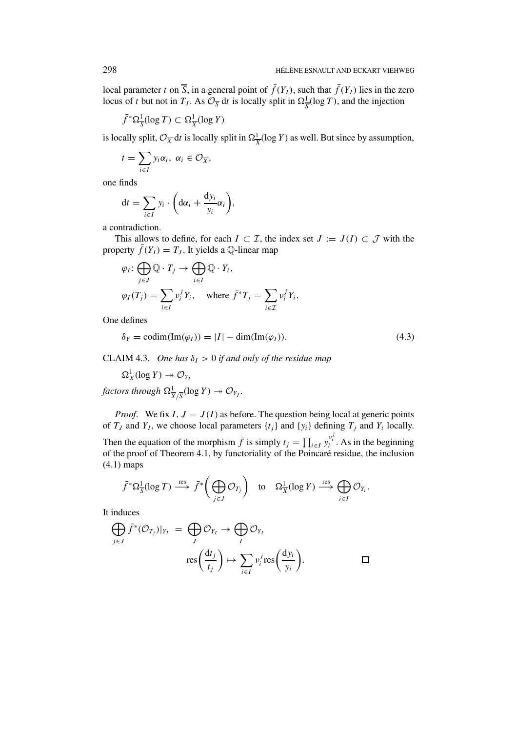local parameter $t$ on $\overline{S}$, in a general point of $\bar{f}(Y_I)$, such that $\bar{f}(Y_I)$ lies in the zero locus of $t$ but not in $T_J$. As $\mathcal{O}_{\overline{S}}\, \mathrm{d}t$ is locally split in $\Omega^1_{\overline{S}}(\log T)$, and the injection

$$\bar{f}^*\Omega^1_{\overline{S}}(\log T) \subset \Omega^1_{\overline{X}}(\log Y)$$

is locally split, $\mathcal{O}_{\overline{X}}\, \mathrm{d}t$ is locally split in $\Omega^1_{\overline{X}}(\log Y)$ as well. But since by assumption,

$$t = \sum_{i \in I} y_i \alpha_i,\ \alpha_i \in \mathcal{O}_{\overline{X}},$$

one finds

$$\mathrm{d}t = \sum_{i \in I} y_i \cdot \left( \mathrm{d}\alpha_i + \frac{\mathrm{d}y_i}{y_i}\alpha_i \right),$$

a contradiction.

This allows to define, for each $I \subset \mathcal{I}$, the index set $J := J(I) \subset \mathcal{J}$ with the property $\bar{f}(Y_I) = T_J$. It yields a $\mathbb{Q}$-linear map

$$\varphi_I \colon \bigoplus_{j \in J} \mathbb{Q} \cdot T_j \to \bigoplus_{i \in I} \mathbb{Q} \cdot Y_i,$$

$$\varphi_I(T_j) = \sum_{i \in I} \nu_i^j Y_i, \quad \text{where } \bar{f}^* T_j = \sum_{i \in \mathcal{I}} \nu_i^j Y_i.$$

One defines

$$\delta_Y = \operatorname{codim}(\operatorname{Im}(\varphi_I)) = |I| - \dim(\operatorname{Im}(\varphi_I)). \tag{4.3}$$

CLAIM 4.3. *One has $\delta_I > 0$ if and only of the residue map*

$$\Omega^1_X(\log Y) \twoheadrightarrow \mathcal{O}_{Y_I}$$

*factors through $\Omega^1_{\overline{X}/\overline{S}}(\log Y) \twoheadrightarrow \mathcal{O}_{Y_I}$.*

*Proof.* We fix $I$, $J = J(I)$ as before. The question being local at generic points of $T_J$ and $Y_I$, we choose local parameters $\{t_j\}$ and $\{y_i\}$ defining $T_j$ and $Y_i$ locally. Then the equation of the morphism $\bar{f}$ is simply $t_j = \prod_{i \in I} y_i^{\nu_i^j}$. As in the beginning of the proof of Theorem 4.1, by functoriality of the Poincaré residue, the inclusion (4.1) maps

$$\bar{f}^*\Omega^1_{\overline{S}}(\log T) \xrightarrow{\text{res}} \bar{f}^*\left( \bigoplus_{j \in J} \mathcal{O}_{T_j} \right) \quad \text{to} \quad \Omega^1_{\overline{X}}(\log Y) \xrightarrow{\text{res}} \bigoplus_{i \in I} \mathcal{O}_{Y_i}.$$

It induces

$$\bigoplus_{j \in J} \bar{f}^*(\mathcal{O}_{T_j})|_{Y_I} = \bigoplus_{J} \mathcal{O}_{Y_I} \to \bigoplus_{I} \mathcal{O}_{Y_I}$$

$$\operatorname{res}\left( \frac{\mathrm{d}t_j}{t_j} \right) \mapsto \sum_{i \in I} \nu_i^j \operatorname{res}\left( \frac{\mathrm{d}y_i}{y_i} \right). \qquad \square$$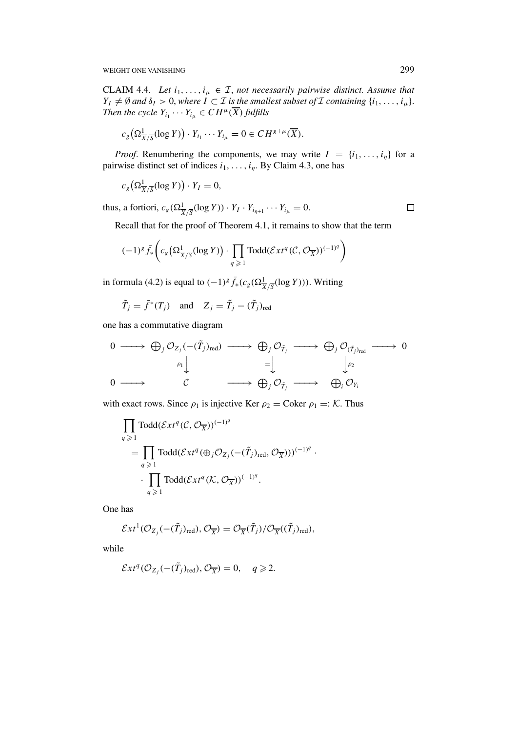CLAIM 4.4. *Let $i_1, \ldots, i_\mu \in \mathcal{I}$, not necessarily pairwise distinct. Assume that $Y_I \neq \emptyset$ and $\delta_I > 0$, where $I \subset \mathcal{I}$ is the smallest subset of $\mathcal{I}$ containing $\{i_1, \ldots, i_\mu\}$. Then the cycle $Y_{i_1} \cdots Y_{i_\mu} \in CH^\mu(\overline{X})$ fulfills*

$$c_g\big(\Omega^1_{\overline{X}/\overline{S}}(\log Y)\big) \cdot Y_{i_1} \cdots Y_{i_\mu} = 0 \in CH^{g+\mu}(\overline{X}).$$

*Proof*. Renumbering the components, we may write $I = \{i_1, \ldots, i_\eta\}$ for a pairwise distinct set of indices $i_1, \ldots, i_\eta$. By Claim 4.3, one has

$$c_g\big(\Omega^1_{\overline{X}/\overline{S}}(\log Y)\big) \cdot Y_I = 0,$$

thus, a fortiori, $c_g(\Omega^1_{\overline{X}/\overline{S}}(\log Y)) \cdot Y_I \cdot Y_{i_{\eta+1}} \cdots Y_{i_\mu} = 0$. $\square$

Recall that for the proof of Theorem 4.1, it remains to show that the term

$$(-1)^g \bar{f}_*\Bigg(c_g\big(\Omega^1_{\overline{X}/\overline{S}}(\log Y)\big) \cdot \prod_{q \geqslant 1} \mathrm{Todd}(\mathcal{E}xt^q(\mathcal{C}, \mathcal{O}_{\overline{X}}))^{(-1)^q}\Bigg)$$

in formula (4.2) is equal to $(-1)^g \bar{f}_*(c_g(\Omega^1_{\overline{X}/\overline{S}}(\log Y)))$. Writing

$$\tilde{T}_j = \bar{f}^*(T_j) \quad \text{and} \quad Z_j = \tilde{T}_j - (\tilde{T}_j)_{\mathrm{red}}$$

one has a commutative diagram

$$\begin{array}{ccccccccc}
0 & \longrightarrow & \bigoplus_j \mathcal{O}_{Z_j}(-(\tilde{T}_j)_{\mathrm{red}}) & \longrightarrow & \bigoplus_j \mathcal{O}_{\tilde{T}_j} & \longrightarrow & \bigoplus_j \mathcal{O}_{(\tilde{T}_j)_{\mathrm{red}}} & \longrightarrow & 0 \\
 & & \Big\downarrow \rho_1 & & \Big\downarrow = & & \Big\downarrow \rho_2 & & \\
0 & \longrightarrow & \mathcal{C} & \longrightarrow & \bigoplus_j \mathcal{O}_{\tilde{T}_j} & \longrightarrow & \bigoplus_i \mathcal{O}_{Y_i} & &
\end{array}$$

with exact rows. Since $\rho_1$ is injective $\mathrm{Ker}\,\rho_2 = \mathrm{Coker}\,\rho_1 =: \mathcal{K}$. Thus

$$\begin{aligned}
&\prod_{q \geqslant 1} \mathrm{Todd}(\mathcal{E}xt^q(\mathcal{C}, \mathcal{O}_{\overline{X}}))^{(-1)^q} \\
&\quad = \prod_{q \geqslant 1} \mathrm{Todd}(\mathcal{E}xt^q(\oplus_j \mathcal{O}_{Z_j}(-(\tilde{T}_j)_{\mathrm{red}}, \mathcal{O}_{\overline{X}})))^{(-1)^q} \cdot \\
&\quad\quad \cdot \prod_{q \geqslant 1} \mathrm{Todd}(\mathcal{E}xt^q(\mathcal{K}, \mathcal{O}_{\overline{X}}))^{(-1)^q}.
\end{aligned}$$

One has

$$\mathcal{E}xt^1(\mathcal{O}_{Z_j}(-(\tilde{T}_j)_{\mathrm{red}}), \mathcal{O}_{\overline{X}}) = \mathcal{O}_{\overline{X}}(\tilde{T}_j)/\mathcal{O}_{\overline{X}}((\tilde{T}_j)_{\mathrm{red}}),$$

while

$$\mathcal{E}xt^q(\mathcal{O}_{Z_j}(-(\tilde{T}_j)_{\mathrm{red}}), \mathcal{O}_{\overline{X}}) = 0, \quad q \geqslant 2.$$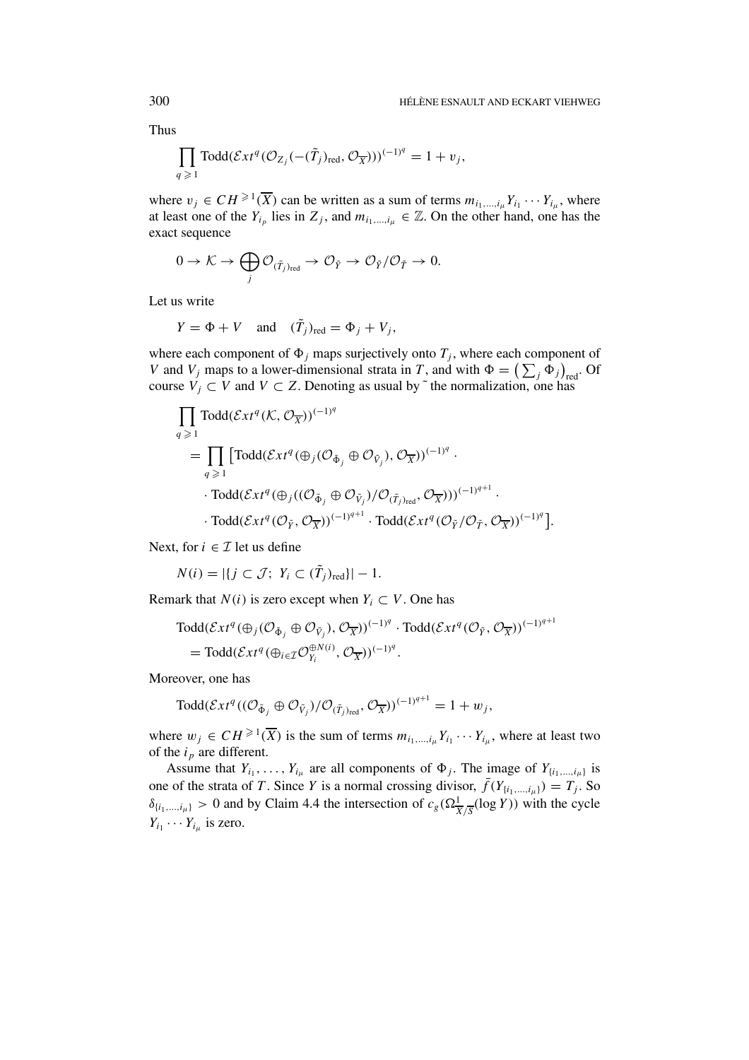Thus

$$\prod_{q\geqslant 1} \mathrm{Todd}(\mathcal{E}xt^q(\mathcal{O}_{Z_j}(-(\tilde{T}_j)_{\mathrm{red}}, \mathcal{O}_{\overline{X}})))^{(-1)^q} = 1 + v_j,$$

where $v_j \in CH^{\geqslant 1}(\overline{X})$ can be written as a sum of terms $m_{i_1,\dots,i_\mu} Y_{i_1}\cdots Y_{i_\mu}$, where at least one of the $Y_{i_p}$ lies in $Z_j$, and $m_{i_1,\dots,i_\mu} \in \mathbb{Z}$. On the other hand, one has the exact sequence

$$0 \to \mathcal{K} \to \bigoplus_j \mathcal{O}_{(\tilde{T}_j)_{\mathrm{red}}} \to \mathcal{O}_{\tilde{Y}} \to \mathcal{O}_{\tilde{Y}}/\mathcal{O}_{\tilde{T}} \to 0.$$

Let us write

$$Y = \Phi + V \quad \text{and} \quad (\tilde{T}_j)_{\mathrm{red}} = \Phi_j + V_j,$$

where each component of $\Phi_j$ maps surjectively onto $T_j$, where each component of $V$ and $V_j$ maps to a lower-dimensional strata in $T$, and with $\Phi = \left(\sum_j \Phi_j\right)_{\mathrm{red}}$. Of course $V_j \subset V$ and $V \subset Z$. Denoting as usual by $\tilde{}$ the normalization, one has

$$\begin{aligned}
&\prod_{q\geqslant 1} \mathrm{Todd}(\mathcal{E}xt^q(\mathcal{K}, \mathcal{O}_{\overline{X}}))^{(-1)^q} \\
&= \prod_{q\geqslant 1} \big[\mathrm{Todd}(\mathcal{E}xt^q(\oplus_j(\mathcal{O}_{\tilde{\Phi}_j} \oplus \mathcal{O}_{\tilde{V}_j}), \mathcal{O}_{\overline{X}}))^{(-1)^q} \cdot \\
&\quad \cdot \mathrm{Todd}(\mathcal{E}xt^q(\oplus_j((\mathcal{O}_{\tilde{\Phi}_j} \oplus \mathcal{O}_{\tilde{V}_j})/\mathcal{O}_{(\tilde{T}_j)_{\mathrm{red}}}, \mathcal{O}_{\overline{X}})))^{(-1)^{q+1}} \cdot \\
&\quad \cdot \mathrm{Todd}(\mathcal{E}xt^q(\mathcal{O}_{\tilde{Y}}, \mathcal{O}_{\overline{X}}))^{(-1)^{q+1}} \cdot \mathrm{Todd}(\mathcal{E}xt^q(\mathcal{O}_{\tilde{Y}}/\mathcal{O}_{\tilde{T}}, \mathcal{O}_{\overline{X}}))^{(-1)^q}\big].
\end{aligned}$$

Next, for $i \in \mathcal{I}$ let us define

$$N(i) = |\{j \subset \mathcal{J};\ Y_i \subset (\tilde{T}_j)_{\mathrm{red}}\}| - 1.$$

Remark that $N(i)$ is zero except when $Y_i \subset V$. One has

$$\begin{aligned}
&\mathrm{Todd}(\mathcal{E}xt^q(\oplus_j(\mathcal{O}_{\tilde{\Phi}_j} \oplus \mathcal{O}_{\tilde{V}_j}), \mathcal{O}_{\overline{X}}))^{(-1)^q} \cdot \mathrm{Todd}(\mathcal{E}xt^q(\mathcal{O}_{\tilde{Y}}, \mathcal{O}_{\overline{X}}))^{(-1)^{q+1}} \\
&= \mathrm{Todd}(\mathcal{E}xt^q(\oplus_{i\in\mathcal{I}}\mathcal{O}_{Y_i}^{\oplus N(i)}, \mathcal{O}_{\overline{X}}))^{(-1)^q}.
\end{aligned}$$

Moreover, one has

$$\mathrm{Todd}(\mathcal{E}xt^q((\mathcal{O}_{\tilde{\Phi}_j} \oplus \mathcal{O}_{\tilde{V}_j})/\mathcal{O}_{(\tilde{T}_j)_{\mathrm{red}}}, \mathcal{O}_{\overline{X}}))^{(-1)^{q+1}} = 1 + w_j,$$

where $w_j \in CH^{\geqslant 1}(\overline{X})$ is the sum of terms $m_{i_1,\dots,i_\mu} Y_{i_1}\cdots Y_{i_\mu}$, where at least two of the $i_p$ are different.

Assume that $Y_{i_1}, \dots, Y_{i_\mu}$ are all components of $\Phi_j$. The image of $Y_{\{i_1,\dots,i_\mu\}}$ is one of the strata of $T$. Since $Y$ is a normal crossing divisor, $\bar{f}(Y_{\{i_1,\dots,i_\mu\}}) = T_j$. So $\delta_{\{i_1,\dots,i_\mu\}} > 0$ and by Claim 4.4 the intersection of $c_g(\Omega^1_{\overline{X}/\overline{S}}(\log Y))$ with the cycle $Y_{i_1}\cdots Y_{i_\mu}$ is zero.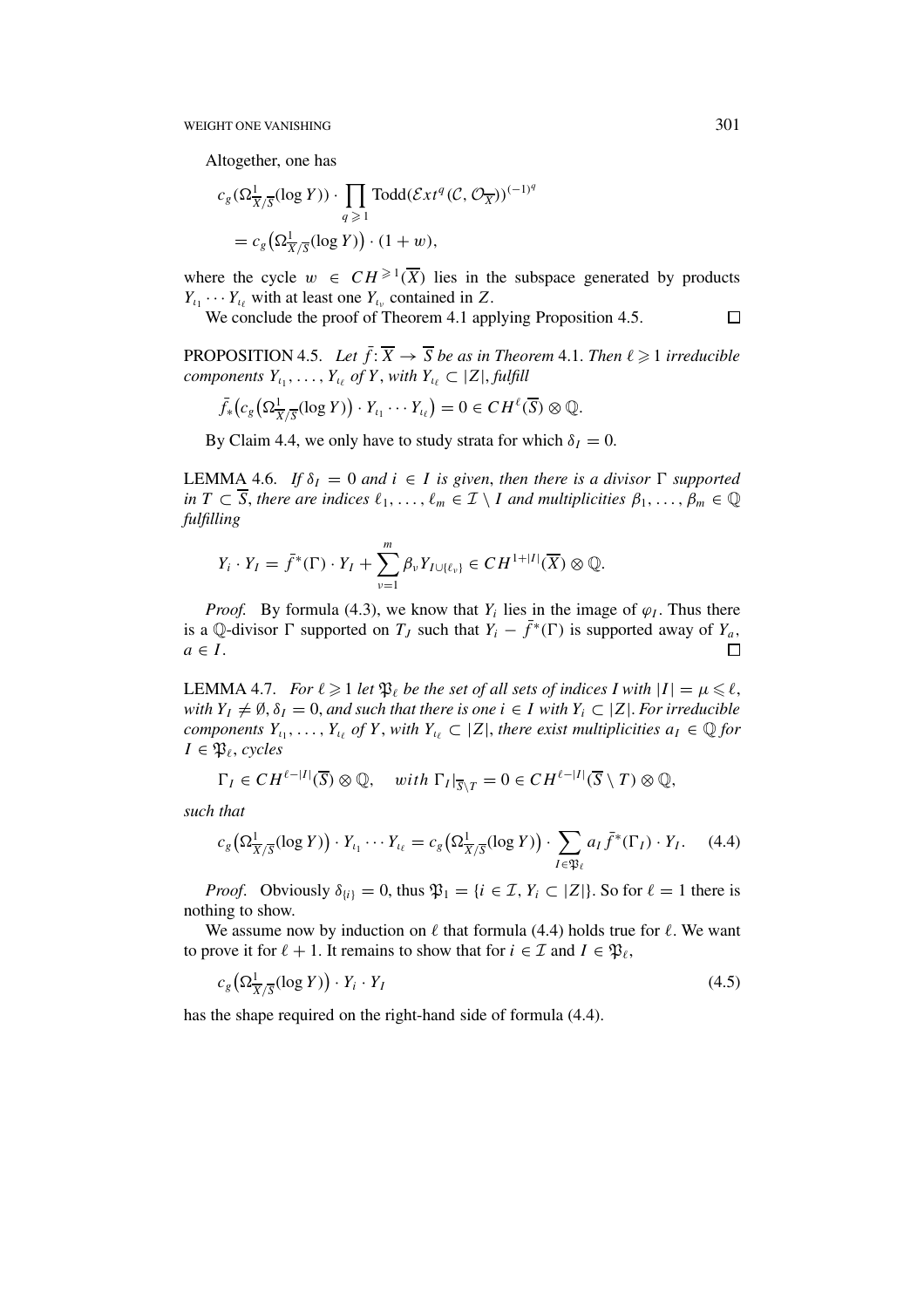Altogether, one has

$$c_g(\Omega^1_{\overline{X}/\overline{S}}(\log Y)) \cdot \prod_{q \geqslant 1} \mathrm{Todd}(\mathcal{E}xt^q(\mathcal{C}, \mathcal{O}_{\overline{X}}))^{(-1)^q}$$
$$= c_g\big(\Omega^1_{\overline{X}/\overline{S}}(\log Y)\big) \cdot (1 + w),$$

where the cycle $w \in CH^{\geqslant 1}(\overline{X})$ lies in the subspace generated by products $Y_{\iota_1} \cdots Y_{\iota_\ell}$ with at least one $Y_{\iota_\nu}$ contained in $Z$.

We conclude the proof of Theorem 4.1 applying Proposition 4.5. $\square$

PROPOSITION 4.5. *Let $\bar{f}\colon \overline{X} \to \overline{S}$ be as in Theorem* 4.1. *Then $\ell \geqslant 1$ irreducible components $Y_{\iota_1}, \ldots, Y_{\iota_\ell}$ of $Y$, with $Y_{\iota_\ell} \subset |Z|$, fulfill*

$$\bar{f}_*\big(c_g\big(\Omega^1_{\overline{X}/\overline{S}}(\log Y)\big) \cdot Y_{\iota_1} \cdots Y_{\iota_\ell}\big) = 0 \in CH^\ell(\overline{S}) \otimes \mathbb{Q}.$$

By Claim 4.4, we only have to study strata for which $\delta_I = 0$.

LEMMA 4.6. *If $\delta_I = 0$ and $i \in I$ is given, then there is a divisor $\Gamma$ supported in $T \subset \overline{S}$, there are indices $\ell_1, \ldots, \ell_m \in \mathcal{I} \setminus I$ and multiplicities $\beta_1, \ldots, \beta_m \in \mathbb{Q}$ fulfilling*

$$Y_i \cdot Y_I = \bar{f}^*(\Gamma) \cdot Y_I + \sum_{\nu=1}^{m} \beta_\nu Y_{I \cup \{\ell_\nu\}} \in CH^{1+|I|}(\overline{X}) \otimes \mathbb{Q}.$$

*Proof.* By formula (4.3), we know that $Y_i$ lies in the image of $\varphi_I$. Thus there is a $\mathbb{Q}$-divisor $\Gamma$ supported on $T_J$ such that $Y_i - \bar{f}^*(\Gamma)$ is supported away of $Y_a$, $a \in I$. $\square$

LEMMA 4.7. *For $\ell \geqslant 1$ let $\mathfrak{P}_\ell$ be the set of all sets of indices $I$ with $|I| = \mu \leqslant \ell$, with $Y_I \neq \emptyset$, $\delta_I = 0$, and such that there is one $i \in I$ with $Y_i \subset |Z|$. For irreducible components $Y_{\iota_1}, \ldots, Y_{\iota_\ell}$ of $Y$, with $Y_{\iota_\ell} \subset |Z|$, there exist multiplicities $a_I \in \mathbb{Q}$ for $I \in \mathfrak{P}_\ell$, cycles*

$$\Gamma_I \in CH^{\ell-|I|}(\overline{S}) \otimes \mathbb{Q}, \quad \textit{with } \Gamma_I|_{\overline{S}\setminus T} = 0 \in CH^{\ell-|I|}(\overline{S} \setminus T) \otimes \mathbb{Q},$$

*such that*

$$c_g\big(\Omega^1_{\overline{X}/\overline{S}}(\log Y)\big) \cdot Y_{\iota_1} \cdots Y_{\iota_\ell} = c_g\big(\Omega^1_{\overline{X}/\overline{S}}(\log Y)\big) \cdot \sum_{I \in \mathfrak{P}_\ell} a_I \bar{f}^*(\Gamma_I) \cdot Y_I. \tag{4.4}$$

*Proof.* Obviously $\delta_{\{i\}} = 0$, thus $\mathfrak{P}_1 = \{i \in \mathcal{I}, Y_i \subset |Z|\}$. So for $\ell = 1$ there is nothing to show.

We assume now by induction on $\ell$ that formula (4.4) holds true for $\ell$. We want to prove it for $\ell + 1$. It remains to show that for $i \in \mathcal{I}$ and $I \in \mathfrak{P}_\ell$,

$$c_g\big(\Omega^1_{\overline{X}/\overline{S}}(\log Y)\big) \cdot Y_i \cdot Y_I \tag{4.5}$$

has the shape required on the right-hand side of formula (4.4).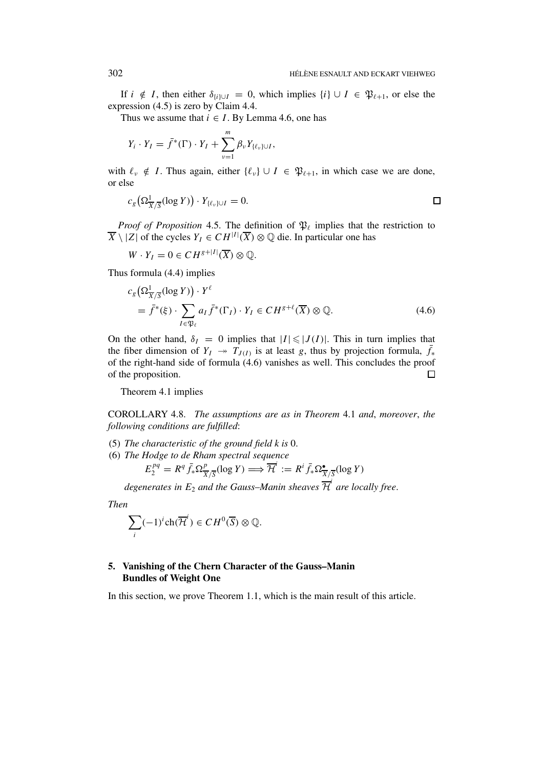If $i \notin I$, then either $\delta_{\{i\}\cup I} = 0$, which implies $\{i\} \cup I \in \mathfrak{P}_{\ell+1}$, or else the expression (4.5) is zero by Claim 4.4.

Thus we assume that $i \in I$. By Lemma 4.6, one has

$$Y_i \cdot Y_I = \bar{f}^*(\Gamma) \cdot Y_I + \sum_{\nu=1}^{m} \beta_\nu Y_{\{\ell_\nu\}\cup I},$$

with $\ell_\nu \notin I$. Thus again, either $\{\ell_\nu\} \cup I \in \mathfrak{P}_{\ell+1}$, in which case we are done, or else

$$c_g\big(\Omega^1_{\overline{X}/\overline{S}}(\log Y)\big) \cdot Y_{\{\ell_\nu\}\cup I} = 0. \qquad \square$$

*Proof of Proposition* 4.5. The definition of $\mathfrak{P}_\ell$ implies that the restriction to $\overline{X} \setminus |Z|$ of the cycles $Y_I \in CH^{|I|}(\overline{X}) \otimes \mathbb{Q}$ die. In particular one has

$$W \cdot Y_I = 0 \in CH^{g+|I|}(\overline{X}) \otimes \mathbb{Q}.$$

Thus formula (4.4) implies

$$\begin{aligned} &c_g\big(\Omega^1_{\overline{X}/\overline{S}}(\log Y)\big) \cdot Y^\ell \\ &\quad = \bar{f}^*(\xi) \cdot \sum_{I \in \mathfrak{P}_\ell} a_I \bar{f}^*(\Gamma_I) \cdot Y_I \in CH^{g+\ell}(\overline{X}) \otimes \mathbb{Q}. \end{aligned} \tag{4.6}$$

On the other hand, $\delta_I = 0$ implies that $|I| \leqslant |J(I)|$. This in turn implies that the fiber dimension of $Y_I \twoheadrightarrow T_{J(I)}$ is at least $g$, thus by projection formula, $\bar{f}_*$ of the right-hand side of formula (4.6) vanishes as well. This concludes the proof of the proposition. $\square$

Theorem 4.1 implies

COROLLARY 4.8. *The assumptions are as in Theorem* 4.1 *and*, *moreover*, *the following conditions are fulfilled*:

(5) *The characteristic of the ground field $k$ is* 0.
(6) *The Hodge to de Rham spectral sequence*
$$E_2^{pq} = R^q \bar{f}_* \Omega^p_{\overline{X}/\overline{S}}(\log Y) \Longrightarrow \overline{\mathcal{H}}^i := R^i \bar{f}_* \Omega^\bullet_{\overline{X}/\overline{S}}(\log Y)$$
*degenerates in $E_2$ and the Gauss–Manin sheaves $\overline{\mathcal{H}}^i$ are locally free*.

*Then*

$$\sum_i (-1)^i \mathrm{ch}(\overline{\mathcal{H}}^i) \in CH^0(\overline{S}) \otimes \mathbb{Q}.$$

## 5. Vanishing of the Chern Character of the Gauss–Manin Bundles of Weight One

In this section, we prove Theorem 1.1, which is the main result of this article.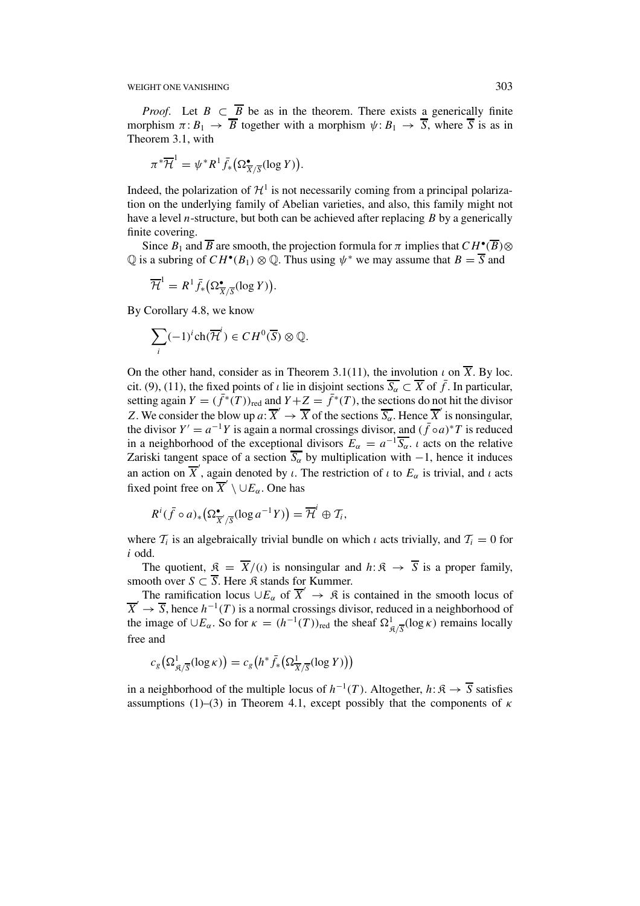*Proof.* Let $B \subset \overline{B}$ be as in the theorem. There exists a generically finite morphism $\pi: B_1 \to \overline{B}$ together with a morphism $\psi: B_1 \to \overline{S}$, where $\overline{S}$ is as in Theorem 3.1, with

$$\pi^* \overline{\mathcal{H}}^1 = \psi^* R^1 \bar{f}_* \big(\Omega^\bullet_{\overline{X}/\overline{S}}(\log Y)\big).$$

Indeed, the polarization of $\mathcal{H}^1$ is not necessarily coming from a principal polarization on the underlying family of Abelian varieties, and also, this family might not have a level $n$-structure, but both can be achieved after replacing $B$ by a generically finite covering.

Since $B_1$ and $\overline{B}$ are smooth, the projection formula for $\pi$ implies that $CH^\bullet(\overline{B}) \otimes \mathbb{Q}$ is a subring of $CH^\bullet(B_1) \otimes \mathbb{Q}$. Thus using $\psi^*$ we may assume that $B = \overline{S}$ and

$$\overline{\mathcal{H}}^1 = R^1 \bar{f}_* \big(\Omega^\bullet_{\overline{X}/\overline{S}}(\log Y)\big).$$

By Corollary 4.8, we know

$$\sum_i (-1)^i \operatorname{ch}(\overline{\mathcal{H}}^i) \in CH^0(\overline{S}) \otimes \mathbb{Q}.$$

On the other hand, consider as in Theorem 3.1(11), the involution $\iota$ on $\overline{X}$. By loc. cit. (9), (11), the fixed points of $\iota$ lie in disjoint sections $\overline{S_\alpha} \subset \overline{X}$ of $\bar{f}$. In particular, setting again $Y = (\bar{f}^*(T))_{\mathrm{red}}$ and $Y + Z = \bar{f}^*(T)$, the sections do not hit the divisor $Z$. We consider the blow up $a: \overline{X}' \to \overline{X}$ of the sections $\overline{S_\alpha}$. Hence $\overline{X}'$ is nonsingular, the divisor $Y' = a^{-1}Y$ is again a normal crossings divisor, and $(\bar{f} \circ a)^* T$ is reduced in a neighborhood of the exceptional divisors $E_\alpha = a^{-1}\overline{S_\alpha}$. $\iota$ acts on the relative Zariski tangent space of a section $\overline{S_\alpha}$ by multiplication with $-1$, hence it induces an action on $\overline{X}'$, again denoted by $\iota$. The restriction of $\iota$ to $E_\alpha$ is trivial, and $\iota$ acts fixed point free on $\overline{X}' \setminus \cup E_\alpha$. One has

$$R^i(\bar{f} \circ a)_* \big(\Omega^\bullet_{\overline{X}'/\overline{S}}(\log a^{-1}Y)\big) = \overline{\mathcal{H}}^i \oplus \mathcal{T}_i,$$

where $\mathcal{T}_i$ is an algebraically trivial bundle on which $\iota$ acts trivially, and $\mathcal{T}_i = 0$ for $i$ odd.

The quotient, $\mathfrak{K} = \overline{X}/(\iota)$ is nonsingular and $h: \mathfrak{K} \to \overline{S}$ is a proper family, smooth over $S \subset \overline{S}$. Here $\mathfrak{K}$ stands for Kummer.

The ramification locus $\cup E_\alpha$ of $\overline{X}' \to \mathfrak{K}$ is contained in the smooth locus of $\overline{X}' \to \overline{S}$, hence $h^{-1}(T)$ is a normal crossings divisor, reduced in a neighborhood of the image of $\cup E_\alpha$. So for $\kappa = (h^{-1}(T))_{\mathrm{red}}$ the sheaf $\Omega^1_{\mathfrak{K}/\overline{S}}(\log \kappa)$ remains locally free and

$$c_g\big(\Omega^1_{\mathfrak{K}/\overline{S}}(\log \kappa)\big) = c_g\big(h^* \bar{f}_* \big(\Omega^1_{\overline{X}/\overline{S}}(\log Y)\big)\big)$$

in a neighborhood of the multiple locus of $h^{-1}(T)$. Altogether, $h: \mathfrak{K} \to \overline{S}$ satisfies assumptions (1)–(3) in Theorem 4.1, except possibly that the components of $\kappa$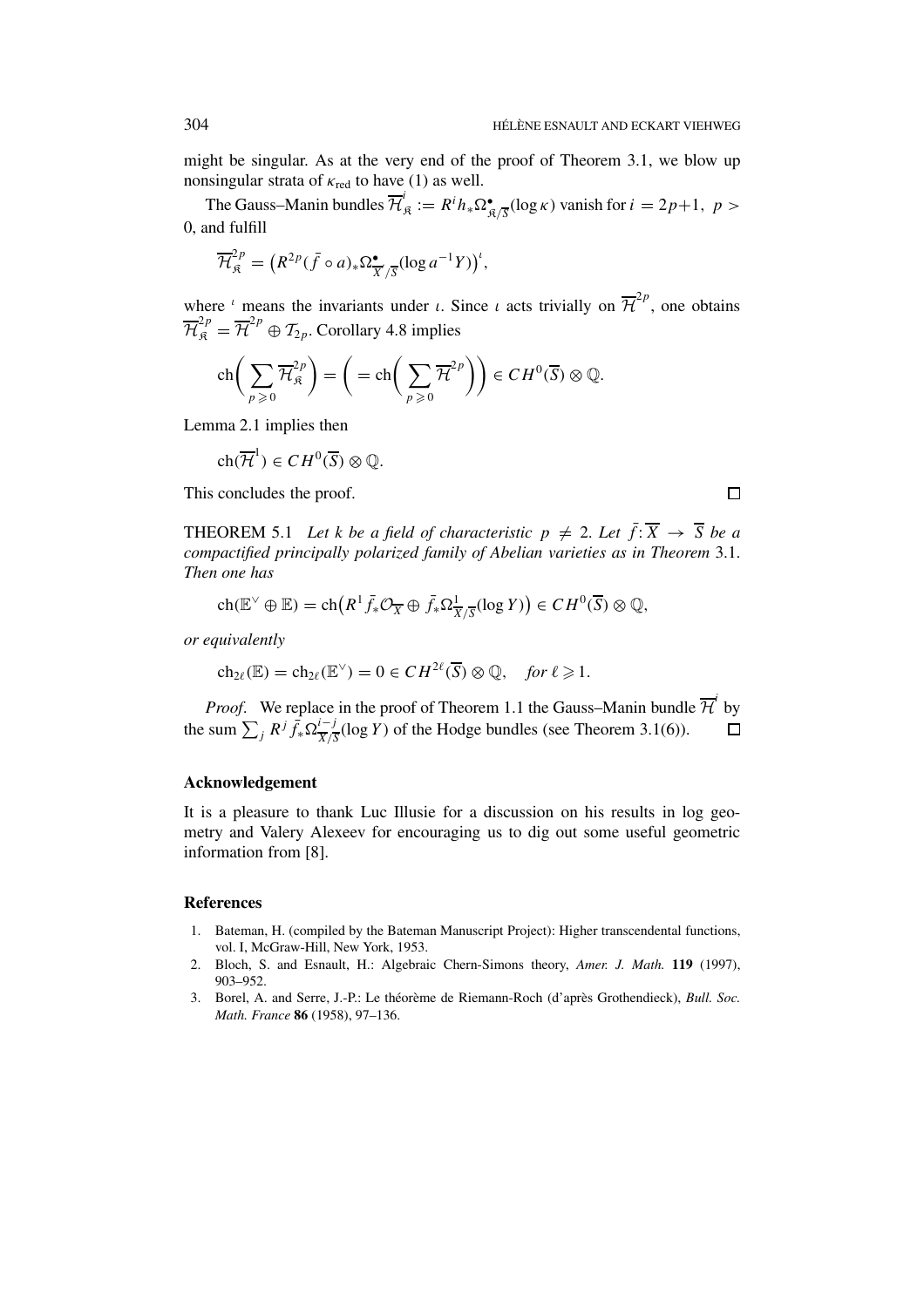might be singular. As at the very end of the proof of Theorem 3.1, we blow up nonsingular strata of $\kappa_{\mathrm{red}}$ to have (1) as well.

The Gauss–Manin bundles $\overline{\mathcal{H}}^i_{\mathfrak{K}} := R^i h_* \Omega^\bullet_{\mathfrak{K}/\overline{S}}(\log \kappa)$ vanish for $i = 2p+1,\ p > 0$, and fulfill

$$\overline{\mathcal{H}}^{2p}_{\mathfrak{K}} = \left(R^{2p}(\bar{f} \circ a)_* \Omega^\bullet_{\overline{X}'/\overline{S}}(\log a^{-1}Y)\right)^\iota,$$

where $^\iota$ means the invariants under $\iota$. Since $\iota$ acts trivially on $\overline{\mathcal{H}}^{2p}$, one obtains $\overline{\mathcal{H}}^{2p}_{\mathfrak{K}} = \overline{\mathcal{H}}^{2p} \oplus \mathcal{T}_{2p}$. Corollary 4.8 implies

$$\mathrm{ch}\left(\sum_{p \geqslant 0} \overline{\mathcal{H}}^{2p}_{\mathfrak{K}}\right) = \left( = \mathrm{ch}\left(\sum_{p \geqslant 0} \overline{\mathcal{H}}^{2p}\right)\right) \in CH^0(\overline{S}) \otimes \mathbb{Q}.$$

Lemma 2.1 implies then

$$\mathrm{ch}(\overline{\mathcal{H}}^1) \in CH^0(\overline{S}) \otimes \mathbb{Q}.$$

This concludes the proof. $\square$

THEOREM 5.1 *Let $k$ be a field of characteristic $p \neq 2$. Let $\bar{f}: \overline{X} \to \overline{S}$ be a compactified principally polarized family of Abelian varieties as in Theorem 3.1. Then one has*

$$\mathrm{ch}(\mathbb{E}^\vee \oplus \mathbb{E}) = \mathrm{ch}\left(R^1 \bar{f}_* \mathcal{O}_{\overline{X}} \oplus \bar{f}_* \Omega^1_{\overline{X}/\overline{S}}(\log Y)\right) \in CH^0(\overline{S}) \otimes \mathbb{Q},$$

*or equivalently*

$$\mathrm{ch}_{2\ell}(\mathbb{E}) = \mathrm{ch}_{2\ell}(\mathbb{E}^\vee) = 0 \in CH^{2\ell}(\overline{S}) \otimes \mathbb{Q}, \quad \textit{for } \ell \geqslant 1.$$

*Proof*. We replace in the proof of Theorem 1.1 the Gauss–Manin bundle $\overline{\mathcal{H}}^i$ by the sum $\sum_j R^j \bar{f}_* \Omega^{i-j}_{\overline{X}/\overline{S}}(\log Y)$ of the Hodge bundles (see Theorem 3.1(6)). $\square$

## Acknowledgement

It is a pleasure to thank Luc Illusie for a discussion on his results in log geometry and Valery Alexeev for encouraging us to dig out some useful geometric information from [8].

## References

1. Bateman, H. (compiled by the Bateman Manuscript Project): Higher transcendental functions, vol. I, McGraw-Hill, New York, 1953.
2. Bloch, S. and Esnault, H.: Algebraic Chern-Simons theory, *Amer. J. Math.* **119** (1997), 903–952.
3. Borel, A. and Serre, J.-P.: Le théorème de Riemann-Roch (d'après Grothendieck), *Bull. Soc. Math. France* **86** (1958), 97–136.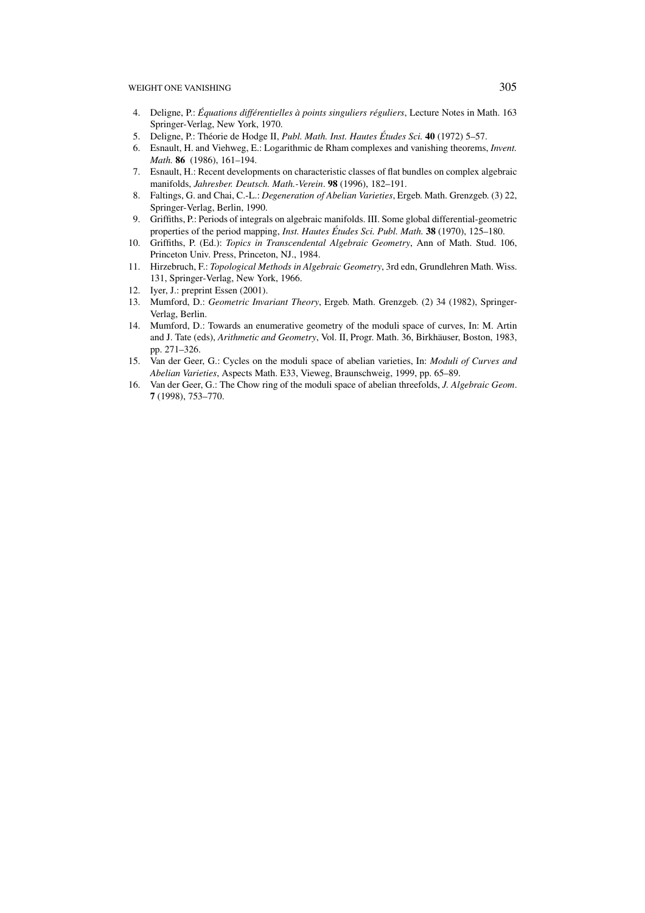4. Deligne, P.: *Équations différentielles à points singuliers réguliers*, Lecture Notes in Math. 163 Springer-Verlag, New York, 1970.
5. Deligne, P.: Théorie de Hodge II, *Publ. Math. Inst. Hautes Études Sci.* **40** (1972) 5–57.
6. Esnault, H. and Viehweg, E.: Logarithmic de Rham complexes and vanishing theorems, *Invent. Math.* **86** (1986), 161–194.
7. Esnault, H.: Recent developments on characteristic classes of flat bundles on complex algebraic manifolds, *Jahresber. Deutsch. Math.-Verein*. **98** (1996), 182–191.
8. Faltings, G. and Chai, C.-L.: *Degeneration of Abelian Varieties*, Ergeb. Math. Grenzgeb. (3) 22, Springer-Verlag, Berlin, 1990.
9. Griffiths, P.: Periods of integrals on algebraic manifolds. III. Some global differential-geometric properties of the period mapping, *Inst. Hautes Études Sci. Publ. Math.* **38** (1970), 125–180.
10. Griffiths, P. (Ed.): *Topics in Transcendental Algebraic Geometry*, Ann of Math. Stud. 106, Princeton Univ. Press, Princeton, NJ., 1984.
11. Hirzebruch, F.: *Topological Methods in Algebraic Geometry*, 3rd edn, Grundlehren Math. Wiss. 131, Springer-Verlag, New York, 1966.
12. Iyer, J.: preprint Essen (2001).
13. Mumford, D.: *Geometric Invariant Theory*, Ergeb. Math. Grenzgeb. (2) 34 (1982), Springer-Verlag, Berlin.
14. Mumford, D.: Towards an enumerative geometry of the moduli space of curves, In: M. Artin and J. Tate (eds), *Arithmetic and Geometry*, Vol. II, Progr. Math. 36, Birkhäuser, Boston, 1983, pp. 271–326.
15. Van der Geer, G.: Cycles on the moduli space of abelian varieties, In: *Moduli of Curves and Abelian Varieties*, Aspects Math. E33, Vieweg, Braunschweig, 1999, pp. 65–89.
16. Van der Geer, G.: The Chow ring of the moduli space of abelian threefolds, *J. Algebraic Geom*. **7** (1998), 753–770.